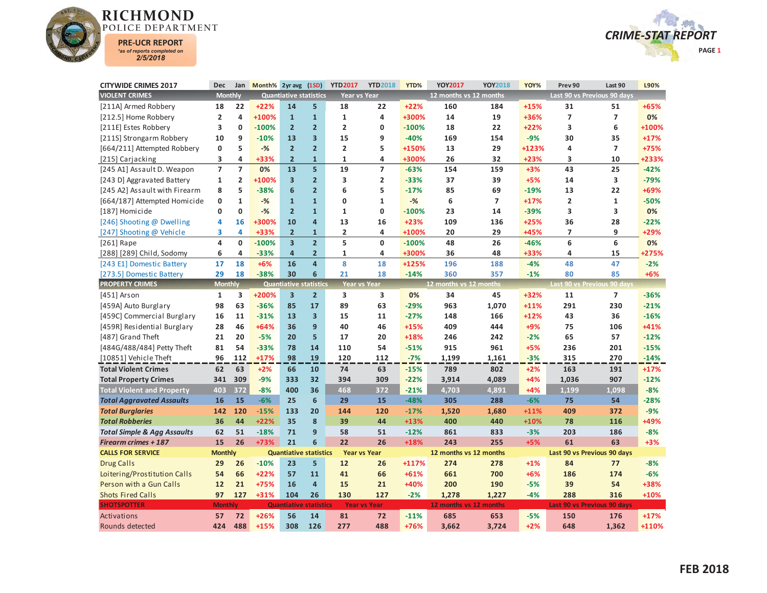# RICHMOND POLICE DEPARTMENT

**PRE-UCR REPORT**
*as of reports completed on*
**2/5/2018**

**CRIME-STAT REPORT**

| CITYWIDE CRIMES 2017 | Dec | Jan | Month% | 2yr avg | (1SD) | YTD2017 | YTD2018 | YTD% | YOY2017 | YOY2018 | YOY% | Prev 90 | Last 90 | L90% |
|---|---|---|---|---|---|---|---|---|---|---|---|---|---|---|
| **VIOLENT CRIMES** | Monthly | | Quantiative statistics | | | Year vs Year | | | 12 months vs 12 months | | | Last 90 vs Previous 90 days | | |
| [211A] Armed Robbery | 18 | 22 | +22% | 14 | 5 | 18 | 22 | +22% | 160 | 184 | +15% | 31 | 51 | +65% |
| [212.5] Home Robbery | 2 | 4 | +100% | 1 | 1 | 1 | 4 | +300% | 14 | 19 | +36% | 7 | 7 | 0% |
| [211E] Estes Robbery | 3 | 0 | -100% | 2 | 2 | 2 | 0 | -100% | 18 | 22 | +22% | 3 | 6 | +100% |
| [211S] Strongarm Robbery | 10 | 9 | -10% | 13 | 3 | 15 | 9 | -40% | 169 | 154 | -9% | 30 | 35 | +17% |
| [664/211] Attempted Robbery | 0 | 5 | -% | 2 | 2 | 2 | 5 | +150% | 13 | 29 | +123% | 4 | 7 | +75% |
| [215] Carjacking | 3 | 4 | +33% | 2 | 1 | 1 | 4 | +300% | 26 | 32 | +23% | 3 | 10 | +233% |
| [245 A1] Assault D. Weapon | 7 | 7 | 0% | 13 | 5 | 19 | 7 | -63% | 154 | 159 | +3% | 43 | 25 | -42% |
| [243 D] Aggravated Battery | 1 | 2 | +100% | 3 | 2 | 3 | 2 | -33% | 37 | 39 | +5% | 14 | 3 | -79% |
| [245 A2] Assault with Firearm | 8 | 5 | -38% | 6 | 2 | 6 | 5 | -17% | 85 | 69 | -19% | 13 | 22 | +69% |
| [664/187] Attempted Homicide | 0 | 1 | -% | 1 | 1 | 0 | 1 | -% | 6 | 7 | +17% | 2 | 1 | -50% |
| [187] Homicide | 0 | 0 | -% | 2 | 1 | 1 | 0 | -100% | 23 | 14 | -39% | 3 | 3 | 0% |
| [246] Shooting @ Dwelling | 4 | 16 | +300% | 10 | 4 | 13 | 16 | +23% | 109 | 136 | +25% | 36 | 28 | -22% |
| [247] Shooting @ Vehicle | 3 | 4 | +33% | 2 | 1 | 2 | 4 | +100% | 20 | 29 | +45% | 7 | 9 | +29% |
| [261] Rape | 4 | 0 | -100% | 3 | 2 | 5 | 0 | -100% | 48 | 26 | -46% | 6 | 6 | 0% |
| [288] [289] Child, Sodomy | 6 | 4 | -33% | 4 | 2 | 1 | 4 | +300% | 36 | 48 | +33% | 4 | 15 | +275% |
| [243 E1] Domestic Battery | 17 | 18 | +6% | 16 | 4 | 8 | 18 | +125% | 196 | 188 | -4% | 48 | 47 | -2% |
| [273.5] Domestic Battery | 29 | 18 | -38% | 30 | 6 | 21 | 18 | -14% | 360 | 357 | -1% | 80 | 85 | +6% |
| **PROPERTY CRIMES** | Monthly | | Quantiative statistics | | | Year vs Year | | | 12 months vs 12 months | | | Last 90 vs Previous 90 days | | |
| [451] Arson | 1 | 3 | +200% | 3 | 2 | 3 | 3 | 0% | 34 | 45 | +32% | 11 | 7 | -36% |
| [459A] Auto Burglary | 98 | 63 | -36% | 85 | 17 | 89 | 63 | -29% | 963 | 1,070 | +11% | 291 | 230 | -21% |
| [459C] Commercial Burglary | 16 | 11 | -31% | 13 | 3 | 15 | 11 | -27% | 148 | 166 | +12% | 43 | 36 | -16% |
| [459R] Residential Burglary | 28 | 46 | +64% | 36 | 9 | 40 | 46 | +15% | 409 | 444 | +9% | 75 | 106 | +41% |
| [487] Grand Theft | 21 | 20 | -5% | 20 | 5 | 17 | 20 | +18% | 246 | 242 | -2% | 65 | 57 | -12% |
| [484G/488/484] Petty Theft | 81 | 54 | -33% | 78 | 14 | 110 | 54 | -51% | 915 | 961 | +5% | 236 | 201 | -15% |
| [10851] Vehicle Theft | 96 | 112 | +17% | 98 | 19 | 120 | 112 | -7% | 1,199 | 1,161 | -3% | 315 | 270 | -14% |
| **Total Violent Crimes** | 62 | 63 | +2% | 66 | 10 | 74 | 63 | -15% | 789 | 802 | +2% | 163 | 191 | +17% |
| **Total Property Crimes** | 341 | 309 | -9% | 333 | 32 | 394 | 309 | -22% | 3,914 | 4,089 | +4% | 1,036 | 907 | -12% |
| **Total Violent and Property** | 403 | 372 | -8% | 400 | 36 | 468 | 372 | -21% | 4,703 | 4,891 | +4% | 1,199 | 1,098 | -8% |
| ***Total Aggravated Assaults*** | 16 | 15 | -6% | 25 | 6 | 29 | 15 | -48% | 305 | 288 | -6% | 75 | 54 | -28% |
| ***Total Burglaries*** | 142 | 120 | -15% | 133 | 20 | 144 | 120 | -17% | 1,520 | 1,680 | +11% | 409 | 372 | -9% |
| ***Total Robberies*** | 36 | 44 | +22% | 35 | 8 | 39 | 44 | +13% | 400 | 440 | +10% | 78 | 116 | +49% |
| ***Total Simple & Agg Assaults*** | 62 | 51 | -18% | 71 | 9 | 58 | 51 | -12% | 861 | 833 | -3% | 203 | 186 | -8% |
| ***Firearm crimes + 187*** | 15 | 26 | +73% | 21 | 6 | 22 | 26 | +18% | 243 | 255 | +5% | 61 | 63 | +3% |
| **CALLS FOR SERVICE** | Monthly | | Quantiative statistics | | | Year vs Year | | | 12 months vs 12 months | | | Last 90 vs Previous 90 days | | |
| Drug Calls | 29 | 26 | -10% | 23 | 5 | 12 | 26 | +117% | 274 | 278 | +1% | 84 | 77 | -8% |
| Loitering/Prostitution Calls | 54 | 66 | +22% | 57 | 11 | 41 | 66 | +61% | 661 | 700 | +6% | 186 | 174 | -6% |
| Person with a Gun Calls | 12 | 21 | +75% | 16 | 4 | 15 | 21 | +40% | 200 | 190 | -5% | 39 | 54 | +38% |
| Shots Fired Calls | 97 | 127 | +31% | 104 | 26 | 130 | 127 | -2% | 1,278 | 1,227 | -4% | 288 | 316 | +10% |
| **SHOTSPOTTER** | Monthly | | Quantiative statistics | | | Year vs Year | | | 12 months vs 12 months | | | Last 90 vs Previous 90 days | | |
| Activations | 57 | 72 | +26% | 56 | 14 | 81 | 72 | -11% | 685 | 653 | -5% | 150 | 176 | +17% |
| Rounds detected | 424 | 488 | +15% | 308 | 126 | 277 | 488 | +76% | 3,662 | 3,724 | +2% | 648 | 1,362 | +110% |

**FEB 2018**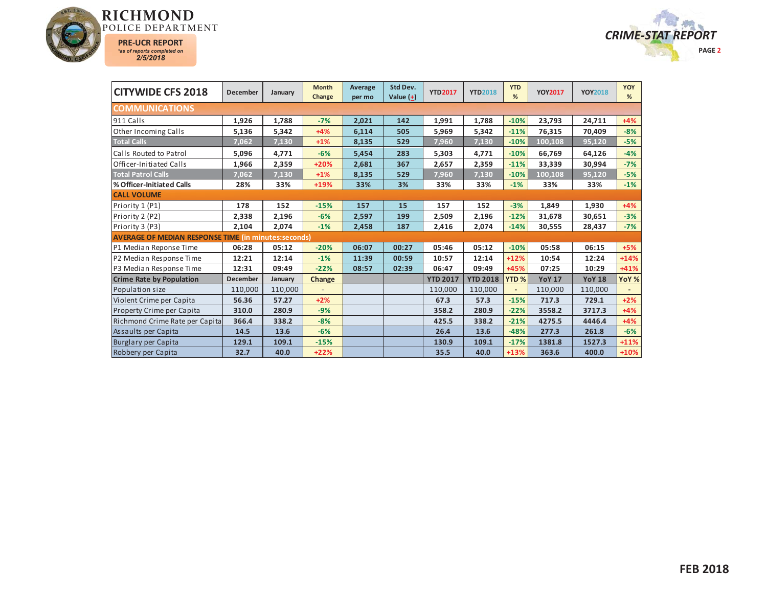# RICHMOND POLICE DEPARTMENT

**PRE-UCR REPORT**
*as of reports completed on*
**2/5/2018**

**CRIME-STAT REPORT**

| CITYWIDE CFS 2018 | December | January | Month Change | Average per mo | Std Dev. Value (±) | YTD2017 | YTD2018 | YTD % | YOY2017 | YOY2018 | YOY % |
|---|---|---|---|---|---|---|---|---|---|---|---|
| **COMMUNICATIONS** | | | | | | | | | | | |
| 911 Calls | 1,926 | 1,788 | -7% | 2,021 | 142 | 1,991 | 1,788 | -10% | 23,793 | 24,711 | +4% |
| Other Incoming Calls | 5,136 | 5,342 | +4% | 6,114 | 505 | 5,969 | 5,342 | -11% | 76,315 | 70,409 | -8% |
| **Total Calls** | 7,062 | 7,130 | +1% | 8,135 | 529 | 7,960 | 7,130 | -10% | 100,108 | 95,120 | -5% |
| Calls Routed to Patrol | 5,096 | 4,771 | -6% | 5,454 | 283 | 5,303 | 4,771 | -10% | 66,769 | 64,126 | -4% |
| Officer-Initiated Calls | 1,966 | 2,359 | +20% | 2,681 | 367 | 2,657 | 2,359 | -11% | 33,339 | 30,994 | -7% |
| **Total Patrol Calls** | 7,062 | 7,130 | +1% | 8,135 | 529 | 7,960 | 7,130 | -10% | 100,108 | 95,120 | -5% |
| **% Officer-Initiated Calls** | 28% | 33% | +19% | 33% | 3% | 33% | 33% | -1% | 33% | 33% | -1% |
| **CALL VOLUME** | | | | | | | | | | | |
| Priority 1 (P1) | 178 | 152 | -15% | 157 | 15 | 157 | 152 | -3% | 1,849 | 1,930 | +4% |
| Priority 2 (P2) | 2,338 | 2,196 | -6% | 2,597 | 199 | 2,509 | 2,196 | -12% | 31,678 | 30,651 | -3% |
| Priority 3 (P3) | 2,104 | 2,074 | -1% | 2,458 | 187 | 2,416 | 2,074 | -14% | 30,555 | 28,437 | -7% |
| **AVERAGE OF MEDIAN RESPONSE TIME (in minutes:seconds)** | | | | | | | | | | | |
| P1 Median Reponse Time | 06:28 | 05:12 | -20% | 06:07 | 00:27 | 05:46 | 05:12 | -10% | 05:58 | 06:15 | +5% |
| P2 Median Response Time | 12:21 | 12:14 | -1% | 11:39 | 00:59 | 10:57 | 12:14 | +12% | 10:54 | 12:24 | +14% |
| P3 Median Response Time | 12:31 | 09:49 | -22% | 08:57 | 02:39 | 06:47 | 09:49 | +45% | 07:25 | 10:29 | +41% |
| **Crime Rate by Population** | **December** | **January** | **Change** | | | **YTD 2017** | **YTD 2018** | **YTD %** | **YoY 17** | **YoY 18** | **YoY %** |
| Population size | 110,000 | 110,000 | - | | | 110,000 | 110,000 | - | 110,000 | 110,000 | - |
| Violent Crime per Capita | 56.36 | 57.27 | +2% | | | 67.3 | 57.3 | -15% | 717.3 | 729.1 | +2% |
| Property Crime per Capita | 310.0 | 280.9 | -9% | | | 358.2 | 280.9 | -22% | 3558.2 | 3717.3 | +4% |
| Richmond Crime Rate per Capita | 366.4 | 338.2 | -8% | | | 425.5 | 338.2 | -21% | 4275.5 | 4446.4 | +4% |
| Assaults per Capita | 14.5 | 13.6 | -6% | | | 26.4 | 13.6 | -48% | 277.3 | 261.8 | -6% |
| Burglary per Capita | 129.1 | 109.1 | -15% | | | 130.9 | 109.1 | -17% | 1381.8 | 1527.3 | +11% |
| Robbery per Capita | 32.7 | 40.0 | +22% | | | 35.5 | 40.0 | +13% | 363.6 | 400.0 | +10% |

**FEB 2018**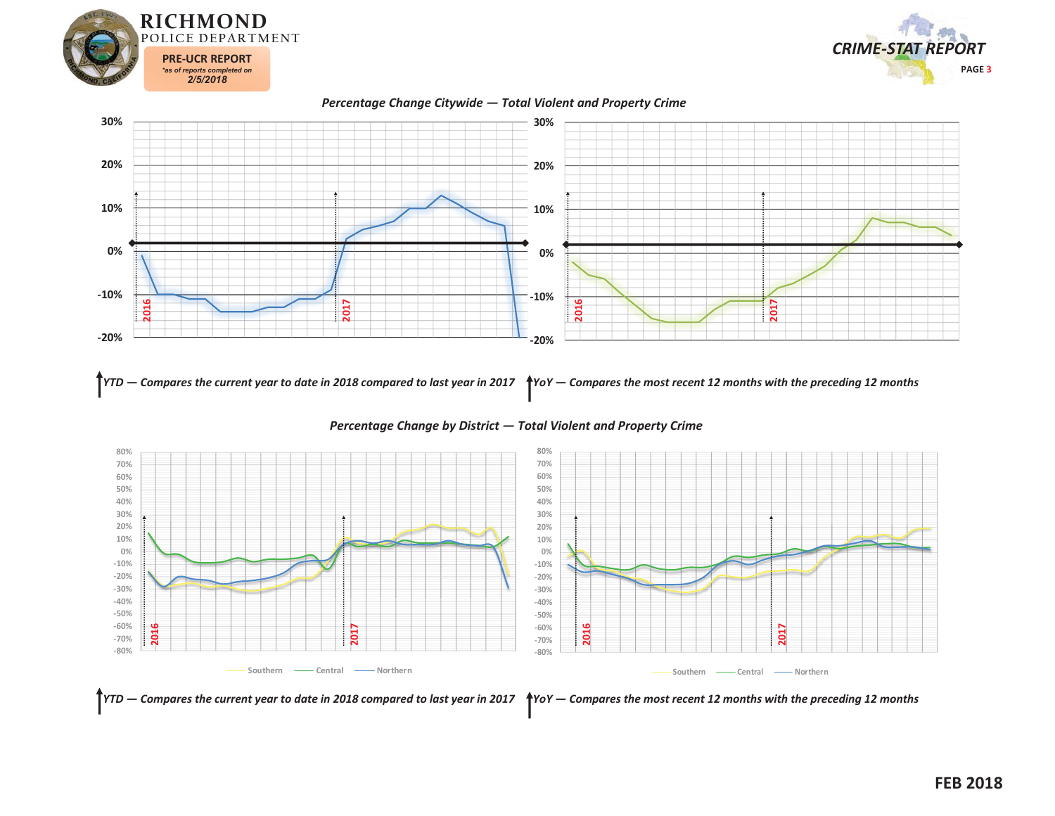# RICHMOND POLICE DEPARTMENT

**PRE-UCR REPORT**
*as of reports completed on*
**2/5/2018**

**CRIME-STAT REPORT**

## *Percentage Change Citywide — Total Violent and Property Crime*

*YTD — Compares the current year to date in 2018 compared to last year in 2017*

*YoY — Compares the most recent 12 months with the preceding 12 months*

## *Percentage Change by District — Total Violent and Property Crime*

Southern — Central — Northern

*YTD — Compares the current year to date in 2018 compared to last year in 2017*

*YoY — Compares the most recent 12 months with the preceding 12 months*

**FEB 2018**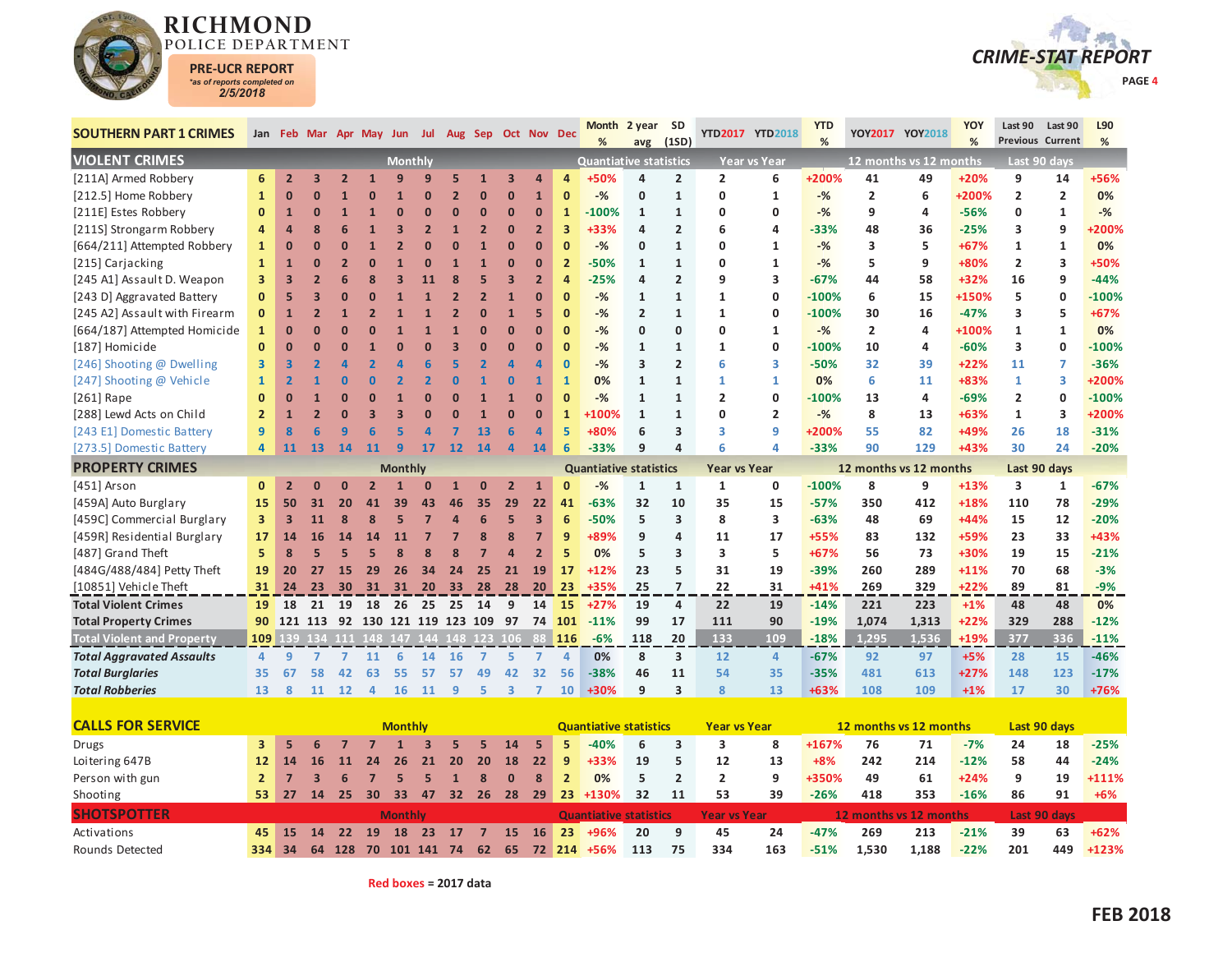# RICHMOND POLICE DEPARTMENT

**PRE-UCR REPORT**
*as of reports completed on*
**2/5/2018**

## CRIME-STAT REPORT

| SOUTHERN PART 1 CRIMES | Jan | Feb | Mar | Apr | May | Jun | Jul | Aug | Sep | Oct | Nov | Dec | Month % | 2 year avg | SD (1SD) | YTD2017 | YTD2018 | YTD % | YOY2017 | YOY2018 | YOY % | Last 90 Previous | Last 90 Current | L90 % |
|---|---|---|---|---|---|---|---|---|---|---|---|---|---|---|---|---|---|---|---|---|---|---|---|---|
| **VIOLENT CRIMES** | Monthly | | | | | | | | | | | | Quantiative statistics | | | Year vs Year | | | 12 months vs 12 months | | | Last 90 days | | |
| [211A] Armed Robbery | 6 | 2 | 3 | 2 | 1 | 9 | 9 | 5 | 1 | 3 | 4 | 4 | +50% | 4 | 2 | 2 | 6 | +200% | 41 | 49 | +20% | 9 | 14 | +56% |
| [212.5] Home Robbery | 1 | 0 | 0 | 1 | 0 | 1 | 0 | 2 | 0 | 0 | 1 | 0 | -% | 0 | 1 | 0 | 1 | -% | 2 | 6 | +200% | 2 | 2 | 0% |
| [211E] Estes Robbery | 0 | 1 | 0 | 1 | 1 | 0 | 0 | 0 | 0 | 0 | 0 | 1 | -100% | 1 | 1 | 0 | 0 | -% | 9 | 4 | -56% | 0 | 1 | -% |
| [211S] Strongarm Robbery | 4 | 4 | 8 | 6 | 1 | 3 | 2 | 1 | 2 | 0 | 2 | 3 | +33% | 4 | 2 | 6 | 4 | -33% | 48 | 36 | -25% | 3 | 9 | +200% |
| [664/211] Attempted Robbery | 1 | 0 | 0 | 0 | 1 | 2 | 0 | 0 | 1 | 0 | 0 | 0 | -% | 0 | 1 | 0 | 1 | -% | 3 | 5 | +67% | 1 | 1 | 0% |
| [215] Carjacking | 1 | 1 | 0 | 2 | 0 | 1 | 0 | 1 | 1 | 0 | 0 | 2 | -50% | 1 | 1 | 0 | 1 | -% | 5 | 9 | +80% | 2 | 3 | +50% |
| [245 A1] Assault D. Weapon | 3 | 3 | 2 | 6 | 8 | 3 | 11 | 8 | 5 | 3 | 2 | 4 | -25% | 4 | 2 | 9 | 3 | -67% | 44 | 58 | +32% | 16 | 9 | -44% |
| [243 D] Aggravated Battery | 0 | 5 | 3 | 0 | 0 | 1 | 1 | 2 | 2 | 1 | 0 | 0 | -% | 1 | 1 | 1 | 0 | -100% | 6 | 15 | +150% | 5 | 0 | -100% |
| [245 A2] Assault with Firearm | 0 | 1 | 2 | 1 | 2 | 1 | 1 | 2 | 0 | 1 | 5 | 0 | -% | 2 | 1 | 1 | 0 | -100% | 30 | 16 | -47% | 3 | 5 | +67% |
| [664/187] Attempted Homicide | 1 | 0 | 0 | 0 | 0 | 1 | 1 | 1 | 0 | 0 | 0 | 0 | -% | 0 | 0 | 0 | 1 | -% | 2 | 4 | +100% | 1 | 1 | 0% |
| [187] Homicide | 0 | 0 | 0 | 0 | 1 | 0 | 0 | 3 | 0 | 0 | 0 | 0 | -% | 1 | 1 | 1 | 0 | -100% | 10 | 4 | -60% | 3 | 0 | -100% |
| [246] Shooting @ Dwelling | 3 | 3 | 2 | 4 | 2 | 4 | 6 | 5 | 2 | 4 | 4 | 0 | -% | 3 | 2 | 6 | 3 | -50% | 32 | 39 | +22% | 11 | 7 | -36% |
| [247] Shooting @ Vehicle | 1 | 2 | 1 | 0 | 0 | 2 | 2 | 0 | 1 | 0 | 1 | 1 | 0% | 1 | 1 | 1 | 1 | 0% | 6 | 11 | +83% | 1 | 3 | +200% |
| [261] Rape | 0 | 0 | 1 | 0 | 0 | 1 | 0 | 0 | 1 | 1 | 0 | 0 | -% | 1 | 1 | 2 | 0 | -100% | 13 | 4 | -69% | 2 | 0 | -100% |
| [288] Lewd Acts on Child | 2 | 1 | 2 | 0 | 3 | 3 | 0 | 0 | 1 | 0 | 0 | 1 | +100% | 1 | 1 | 0 | 2 | -% | 8 | 13 | +63% | 1 | 3 | +200% |
| [243 E1] Domestic Battery | 9 | 8 | 6 | 9 | 6 | 5 | 4 | 7 | 13 | 6 | 4 | 5 | +80% | 6 | 3 | 3 | 9 | +200% | 55 | 82 | +49% | 26 | 18 | -31% |
| [273.5] Domestic Battery | 4 | 11 | 13 | 14 | 11 | 9 | 17 | 12 | 14 | 4 | 14 | 6 | -33% | 9 | 4 | 6 | 4 | -33% | 90 | 129 | +43% | 30 | 24 | -20% |
| **PROPERTY CRIMES** | Monthly | | | | | | | | | | | | Quantiative statistics | | | Year vs Year | | | 12 months vs 12 months | | | Last 90 days | | |
| [451] Arson | 0 | 2 | 0 | 0 | 2 | 1 | 0 | 1 | 0 | 2 | 1 | 0 | -% | 1 | 1 | 1 | 0 | -100% | 8 | 9 | +13% | 3 | 1 | -67% |
| [459A] Auto Burglary | 15 | 50 | 31 | 20 | 41 | 39 | 43 | 46 | 35 | 29 | 22 | 41 | -63% | 32 | 10 | 35 | 15 | -57% | 350 | 412 | +18% | 110 | 78 | -29% |
| [459C] Commercial Burglary | 3 | 3 | 11 | 8 | 8 | 5 | 7 | 4 | 6 | 5 | 3 | 6 | -50% | 5 | 3 | 8 | 3 | -63% | 48 | 69 | +44% | 15 | 12 | -20% |
| [459R] Residential Burglary | 17 | 14 | 16 | 14 | 14 | 11 | 7 | 7 | 8 | 8 | 7 | 9 | +89% | 9 | 4 | 11 | 17 | +55% | 83 | 132 | +59% | 23 | 33 | +43% |
| [487] Grand Theft | 5 | 8 | 5 | 5 | 5 | 8 | 8 | 8 | 7 | 4 | 2 | 5 | 0% | 5 | 3 | 3 | 5 | +67% | 56 | 73 | +30% | 19 | 15 | -21% |
| [484G/488/484] Petty Theft | 19 | 20 | 27 | 15 | 29 | 26 | 34 | 24 | 25 | 21 | 19 | 17 | +12% | 23 | 5 | 31 | 19 | -39% | 260 | 289 | +11% | 70 | 68 | -3% |
| [10851] Vehicle Theft | 31 | 24 | 23 | 30 | 31 | 31 | 20 | 33 | 28 | 28 | 20 | 23 | +35% | 25 | 7 | 22 | 31 | +41% | 269 | 329 | +22% | 89 | 81 | -9% |
| **Total Violent Crimes** | 19 | 18 | 21 | 19 | 18 | 26 | 25 | 25 | 14 | 9 | 14 | 15 | +27% | 19 | 4 | 22 | 19 | -14% | 221 | 223 | +1% | 48 | 48 | 0% |
| **Total Property Crimes** | 90 | 121 | 113 | 92 | 130 | 121 | 119 | 123 | 109 | 97 | 74 | 101 | -11% | 99 | 17 | 111 | 90 | -19% | 1,074 | 1,313 | +22% | 329 | 288 | -12% |
| **Total Violent and Property** | 109 | 139 | 134 | 111 | 148 | 147 | 144 | 148 | 123 | 106 | 88 | 116 | -6% | 118 | 20 | 133 | 109 | -18% | 1,295 | 1,536 | +19% | 377 | 336 | -11% |
| ***Total Aggravated Assaults*** | 4 | 9 | 7 | 7 | 11 | 6 | 14 | 16 | 7 | 5 | 7 | 4 | 0% | 8 | 3 | 12 | 4 | -67% | 92 | 97 | +5% | 28 | 15 | -46% |
| ***Total Burglaries*** | 35 | 67 | 58 | 42 | 63 | 55 | 57 | 57 | 49 | 42 | 32 | 56 | -38% | 46 | 11 | 54 | 35 | -35% | 481 | 613 | +27% | 148 | 123 | -17% |
| ***Total Robberies*** | 13 | 8 | 11 | 12 | 4 | 16 | 11 | 9 | 5 | 3 | 7 | 10 | +30% | 9 | 3 | 8 | 13 | +63% | 108 | 109 | +1% | 17 | 30 | +76% |
| **CALLS FOR SERVICE** | Monthly | | | | | | | | | | | | Quantiative statistics | | | Year vs Year | | | 12 months vs 12 months | | | Last 90 days | | |
| Drugs | 3 | 5 | 6 | 7 | 7 | 1 | 3 | 5 | 5 | 14 | 5 | 5 | -40% | 6 | 3 | 3 | 8 | +167% | 76 | 71 | -7% | 24 | 18 | -25% |
| Loitering 647B | 12 | 14 | 16 | 11 | 24 | 26 | 21 | 20 | 20 | 18 | 22 | 9 | +33% | 19 | 5 | 12 | 13 | +8% | 242 | 214 | -12% | 58 | 44 | -24% |
| Person with gun | 2 | 7 | 3 | 6 | 7 | 5 | 5 | 1 | 8 | 0 | 8 | 2 | 0% | 5 | 2 | 2 | 9 | +350% | 49 | 61 | +24% | 9 | 19 | +111% |
| Shooting | 53 | 27 | 14 | 25 | 30 | 33 | 47 | 32 | 26 | 28 | 29 | 23 | +130% | 32 | 11 | 53 | 39 | -26% | 418 | 353 | -16% | 86 | 91 | +6% |
| **SHOTSPOTTER** | Monthly | | | | | | | | | | | | Quantiative statistics | | | Year vs Year | | | 12 months vs 12 months | | | Last 90 days | | |
| Activations | 45 | 15 | 14 | 22 | 19 | 18 | 23 | 17 | 7 | 15 | 16 | 23 | +96% | 20 | 9 | 45 | 24 | -47% | 269 | 213 | -21% | 39 | 63 | +62% |
| Rounds Detected | 334 | 34 | 64 | 128 | 70 | 101 | 141 | 74 | 62 | 65 | 72 | 214 | +56% | 113 | 75 | 334 | 163 | -51% | 1,530 | 1,188 | -22% | 201 | 449 | +123% |

Red boxes = 2017 data

**FEB 2018**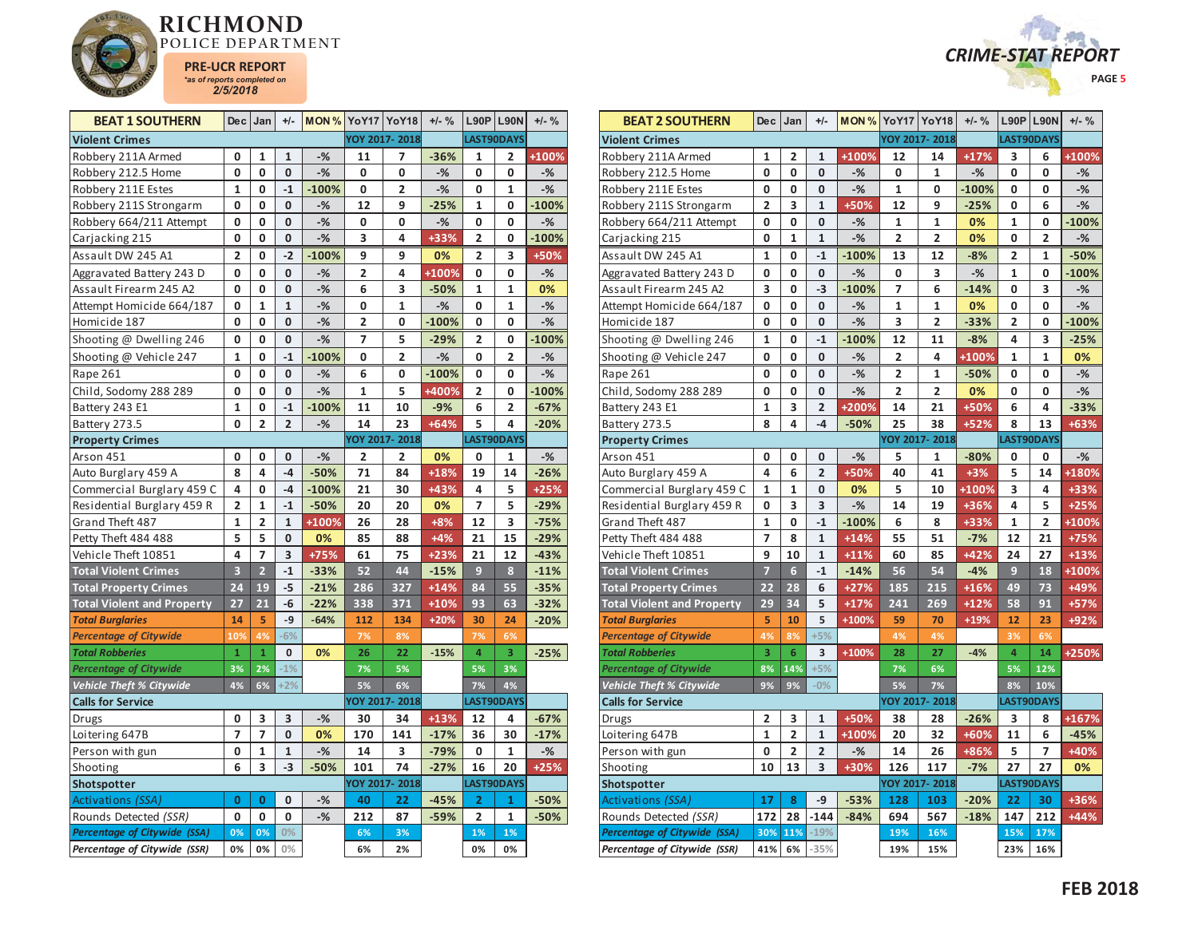# RICHMOND POLICE DEPARTMENT

**PRE-UCR REPORT**
*as of reports completed on*
**2/5/2018**

## CRIME-STAT REPORT

| BEAT 1 SOUTHERN | Dec | Jan | +/- | MON % | YoY17 | YoY18 | +/- % | L90P | L90N | +/- % |
|---|---|---|---|---|---|---|---|---|---|---|
| **Violent Crimes** | | | | | YOY 2017- 2018 | | | LAST90DAYS | | |
| Robbery 211A Armed | 0 | 1 | 1 | -% | 11 | 7 | -36% | 1 | 2 | +100% |
| Robbery 212.5 Home | 0 | 0 | 0 | -% | 0 | 0 | -% | 0 | 0 | -% |
| Robbery 211E Estes | 1 | 0 | -1 | -100% | 0 | 2 | -% | 0 | 1 | -% |
| Robbery 211S Strongarm | 0 | 0 | 0 | -% | 12 | 9 | -25% | 1 | 0 | -100% |
| Robbery 664/211 Attempt | 0 | 0 | 0 | -% | 0 | 0 | -% | 0 | 0 | -% |
| Carjacking 215 | 0 | 0 | 0 | -% | 3 | 4 | +33% | 2 | 0 | -100% |
| Assault DW 245 A1 | 2 | 0 | -2 | -100% | 9 | 9 | 0% | 2 | 3 | +50% |
| Aggravated Battery 243 D | 0 | 0 | 0 | -% | 2 | 4 | +100% | 0 | 0 | -% |
| Assault Firearm 245 A2 | 0 | 0 | 0 | -% | 6 | 3 | -50% | 1 | 1 | 0% |
| Attempt Homicide 664/187 | 0 | 1 | 1 | -% | 0 | 1 | -% | 0 | 1 | -% |
| Homicide 187 | 0 | 0 | 0 | -% | 2 | 0 | -100% | 0 | 0 | -% |
| Shooting @ Dwelling 246 | 0 | 0 | 0 | -% | 7 | 5 | -29% | 2 | 0 | -100% |
| Shooting @ Vehicle 247 | 1 | 0 | -1 | -100% | 0 | 2 | -% | 0 | 2 | -% |
| Rape 261 | 0 | 0 | 0 | -% | 6 | 0 | -100% | 0 | 0 | -% |
| Child, Sodomy 288 289 | 0 | 0 | 0 | -% | 1 | 5 | +400% | 2 | 0 | -100% |
| Battery 243 E1 | 1 | 0 | -1 | -100% | 11 | 10 | -9% | 6 | 2 | -67% |
| Battery 273.5 | 0 | 2 | 2 | -% | 14 | 23 | +64% | 5 | 4 | -20% |
| **Property Crimes** | | | | | YOY 2017- 2018 | | | LAST90DAYS | | |
| Arson 451 | 0 | 0 | 0 | -% | 2 | 2 | 0% | 0 | 1 | -% |
| Auto Burglary 459 A | 8 | 4 | -4 | -50% | 71 | 84 | +18% | 19 | 14 | -26% |
| Commercial Burglary 459 C | 4 | 0 | -4 | -100% | 21 | 30 | +43% | 4 | 5 | +25% |
| Residential Burglary 459 R | 2 | 1 | -1 | -50% | 20 | 20 | 0% | 7 | 5 | -29% |
| Grand Theft 487 | 1 | 2 | 1 | +100% | 26 | 28 | +8% | 12 | 3 | -75% |
| Petty Theft 484 488 | 5 | 5 | 0 | 0% | 85 | 88 | +4% | 21 | 15 | -29% |
| Vehicle Theft 10851 | 4 | 7 | 3 | +75% | 61 | 75 | +23% | 21 | 12 | -43% |
| **Total Violent Crimes** | 3 | 2 | -1 | -33% | 52 | 44 | -15% | 9 | 8 | -11% |
| **Total Property Crimes** | 24 | 19 | -5 | -21% | 286 | 327 | +14% | 84 | 55 | -35% |
| **Total Violent and Property** | 27 | 21 | -6 | -22% | 338 | 371 | +10% | 93 | 63 | -32% |
| ***Total Burglaries*** | 14 | 5 | -9 | -64% | 112 | 134 | +20% | 30 | 24 | -20% |
| *Percentage of Citywide* | 10% | 4% | -6% | | 7% | 8% | | 7% | 6% | |
| ***Total Robberies*** | 1 | 1 | 0 | 0% | 26 | 22 | -15% | 4 | 3 | -25% |
| *Percentage of Citywide* | 3% | 2% | -1% | | 7% | 5% | | 5% | 3% | |
| *Vehicle Theft % Citywide* | 4% | 6% | +2% | | 5% | 6% | | 7% | 4% | |
| **Calls for Service** | | | | | YOY 2017- 2018 | | | LAST90DAYS | | |
| Drugs | 0 | 3 | 3 | -% | 30 | 34 | +13% | 12 | 4 | -67% |
| Loitering 647B | 7 | 7 | 0 | 0% | 170 | 141 | -17% | 36 | 30 | -17% |
| Person with gun | 0 | 1 | 1 | -% | 14 | 3 | -79% | 0 | 1 | -% |
| Shooting | 6 | 3 | -3 | -50% | 101 | 74 | -27% | 16 | 20 | +25% |
| **Shotspotter** | | | | | YOY 2017- 2018 | | | LAST90DAYS | | |
| Activations *(SSA)* | 0 | 0 | 0 | -% | 40 | 22 | -45% | 2 | 1 | -50% |
| Rounds Detected *(SSR)* | 0 | 0 | 0 | -% | 212 | 87 | -59% | 2 | 1 | -50% |
| *Percentage of Citywide (SSA)* | 0% | 0% | 0% | | 6% | 3% | | 1% | 1% | |
| *Percentage of Citywide (SSR)* | 0% | 0% | 0% | | 6% | 2% | | 0% | 0% | |

| BEAT 2 SOUTHERN | Dec | Jan | +/- | MON % | YoY17 | YoY18 | +/- % | L90P | L90N | +/- % |
|---|---|---|---|---|---|---|---|---|---|---|
| **Violent Crimes** | | | | | YOY 2017- 2018 | | | LAST90DAYS | | |
| Robbery 211A Armed | 1 | 2 | 1 | +100% | 12 | 14 | +17% | 3 | 6 | +100% |
| Robbery 212.5 Home | 0 | 0 | 0 | -% | 0 | 1 | -% | 0 | 0 | -% |
| Robbery 211E Estes | 0 | 0 | 0 | -% | 1 | 0 | -100% | 0 | 0 | -% |
| Robbery 211S Strongarm | 2 | 3 | 1 | +50% | 12 | 9 | -25% | 0 | 6 | -% |
| Robbery 664/211 Attempt | 0 | 0 | 0 | -% | 1 | 1 | 0% | 1 | 0 | -100% |
| Carjacking 215 | 0 | 1 | 1 | -% | 2 | 2 | 0% | 0 | 2 | -% |
| Assault DW 245 A1 | 1 | 0 | -1 | -100% | 13 | 12 | -8% | 2 | 1 | -50% |
| Aggravated Battery 243 D | 0 | 0 | 0 | -% | 0 | 3 | -% | 1 | 0 | -100% |
| Assault Firearm 245 A2 | 3 | 0 | -3 | -100% | 7 | 6 | -14% | 0 | 3 | -% |
| Attempt Homicide 664/187 | 0 | 0 | 0 | -% | 1 | 1 | 0% | 0 | 0 | -% |
| Homicide 187 | 0 | 0 | 0 | -% | 3 | 2 | -33% | 2 | 0 | -100% |
| Shooting @ Dwelling 246 | 1 | 0 | -1 | -100% | 12 | 11 | -8% | 4 | 3 | -25% |
| Shooting @ Vehicle 247 | 0 | 0 | 0 | -% | 2 | 4 | +100% | 1 | 1 | 0% |
| Rape 261 | 0 | 0 | 0 | -% | 2 | 1 | -50% | 0 | 0 | -% |
| Child, Sodomy 288 289 | 0 | 0 | 0 | -% | 2 | 2 | 0% | 0 | 0 | -% |
| Battery 243 E1 | 1 | 3 | 2 | +200% | 14 | 21 | +50% | 6 | 4 | -33% |
| Battery 273.5 | 8 | 4 | -4 | -50% | 25 | 38 | +52% | 8 | 13 | +63% |
| **Property Crimes** | | | | | YOY 2017- 2018 | | | LAST90DAYS | | |
| Arson 451 | 0 | 0 | 0 | -% | 5 | 1 | -80% | 0 | 0 | -% |
| Auto Burglary 459 A | 4 | 6 | 2 | +50% | 40 | 41 | +3% | 5 | 14 | +180% |
| Commercial Burglary 459 C | 1 | 1 | 0 | 0% | 5 | 10 | +100% | 3 | 4 | +33% |
| Residential Burglary 459 R | 0 | 3 | 3 | -% | 14 | 19 | +36% | 4 | 5 | +25% |
| Grand Theft 487 | 1 | 0 | -1 | -100% | 6 | 8 | +33% | 1 | 2 | +100% |
| Petty Theft 484 488 | 7 | 8 | 1 | +14% | 55 | 51 | -7% | 12 | 21 | +75% |
| Vehicle Theft 10851 | 9 | 10 | 1 | +11% | 60 | 85 | +42% | 24 | 27 | +13% |
| **Total Violent Crimes** | 7 | 6 | -1 | -14% | 56 | 54 | -4% | 9 | 18 | +100% |
| **Total Property Crimes** | 22 | 28 | 6 | +27% | 185 | 215 | +16% | 49 | 73 | +49% |
| **Total Violent and Property** | 29 | 34 | 5 | +17% | 241 | 269 | +12% | 58 | 91 | +57% |
| ***Total Burglaries*** | 5 | 10 | 5 | +100% | 59 | 70 | +19% | 12 | 23 | +92% |
| *Percentage of Citywide* | 4% | 8% | +5% | | 4% | 4% | | 3% | 6% | |
| ***Total Robberies*** | 3 | 6 | 3 | +100% | 28 | 27 | -4% | 4 | 14 | +250% |
| *Percentage of Citywide* | 8% | 14% | +5% | | 7% | 6% | | 5% | 12% | |
| *Vehicle Theft % Citywide* | 9% | 9% | -0% | | 5% | 7% | | 8% | 10% | |
| **Calls for Service** | | | | | YOY 2017- 2018 | | | LAST90DAYS | | |
| Drugs | 2 | 3 | 1 | +50% | 38 | 28 | -26% | 3 | 8 | +167% |
| Loitering 647B | 1 | 2 | 1 | +100% | 20 | 32 | +60% | 11 | 6 | -45% |
| Person with gun | 0 | 2 | 2 | -% | 14 | 26 | +86% | 5 | 7 | +40% |
| Shooting | 10 | 13 | 3 | +30% | 126 | 117 | -7% | 27 | 27 | 0% |
| **Shotspotter** | | | | | YOY 2017- 2018 | | | LAST90DAYS | | |
| Activations *(SSA)* | 17 | 8 | -9 | -53% | 128 | 103 | -20% | 22 | 30 | +36% |
| Rounds Detected *(SSR)* | 172 | 28 | -144 | -84% | 694 | 567 | -18% | 147 | 212 | +44% |
| *Percentage of Citywide (SSA)* | 30% | 11% | -19% | | 19% | 16% | | 15% | 17% | |
| *Percentage of Citywide (SSR)* | 41% | 6% | -35% | | 19% | 15% | | 23% | 16% | |

**FEB 2018**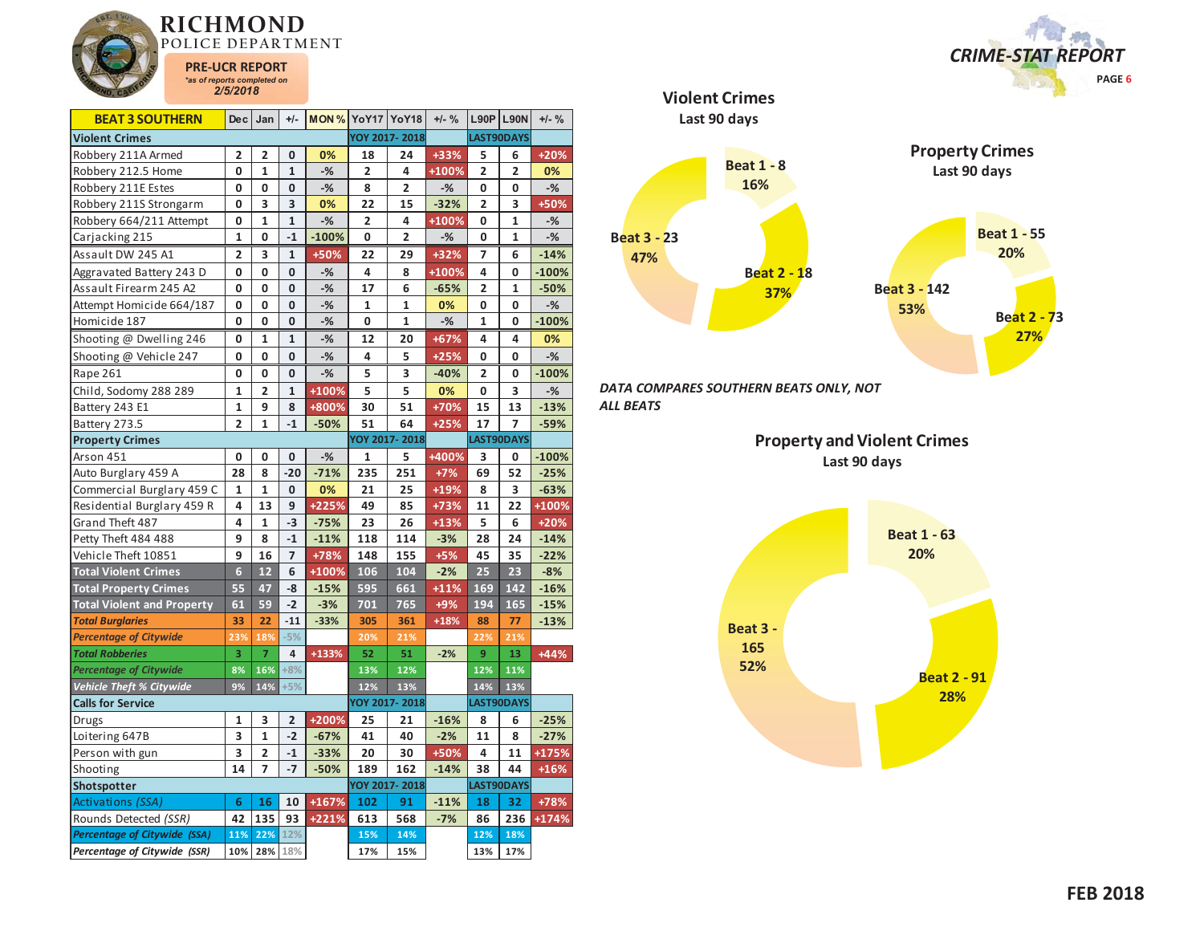# RICHMOND POLICE DEPARTMENT

**PRE-UCR REPORT**
*as of reports completed on*
**2/5/2018**

**CRIME-STAT REPORT**

| BEAT 3 SOUTHERN | Dec | Jan | +/- | MON % | YoY17 | YoY18 | +/- % | L90P | L90N | +/- % |
|---|---|---|---|---|---|---|---|---|---|---|
| **Violent Crimes** | | | | | YOY 2017- 2018 | | | LAST90DAYS | | |
| Robbery 211A Armed | 2 | 2 | 0 | 0% | 18 | 24 | +33% | 5 | 6 | +20% |
| Robbery 212.5 Home | 0 | 1 | 1 | -% | 2 | 4 | +100% | 2 | 2 | 0% |
| Robbery 211E Estes | 0 | 0 | 0 | -% | 8 | 2 | -% | 0 | 0 | -% |
| Robbery 211S Strongarm | 0 | 3 | 3 | 0% | 22 | 15 | -32% | 2 | 3 | +50% |
| Robbery 664/211 Attempt | 0 | 1 | 1 | -% | 2 | 4 | +100% | 0 | 1 | -% |
| Carjacking 215 | 1 | 0 | -1 | -100% | 0 | 2 | -% | 0 | 1 | -% |
| Assault DW 245 A1 | 2 | 3 | 1 | +50% | 22 | 29 | +32% | 7 | 6 | -14% |
| Aggravated Battery 243 D | 0 | 0 | 0 | -% | 4 | 8 | +100% | 4 | 0 | -100% |
| Assault Firearm 245 A2 | 0 | 0 | 0 | -% | 17 | 6 | -65% | 2 | 1 | -50% |
| Attempt Homicide 664/187 | 0 | 0 | 0 | -% | 1 | 1 | 0% | 0 | 0 | -% |
| Homicide 187 | 0 | 0 | 0 | -% | 0 | 1 | -% | 1 | 0 | -100% |
| Shooting @ Dwelling 246 | 0 | 1 | 1 | -% | 12 | 20 | +67% | 4 | 4 | 0% |
| Shooting @ Vehicle 247 | 0 | 0 | 0 | -% | 4 | 5 | +25% | 0 | 0 | -% |
| Rape 261 | 0 | 0 | 0 | -% | 5 | 3 | -40% | 2 | 0 | -100% |
| Child, Sodomy 288 289 | 1 | 2 | 1 | +100% | 5 | 5 | 0% | 0 | 3 | -% |
| Battery 243 E1 | 1 | 9 | 8 | +800% | 30 | 51 | +70% | 15 | 13 | -13% |
| Battery 273.5 | 2 | 1 | -1 | -50% | 51 | 64 | +25% | 17 | 7 | -59% |
| **Property Crimes** | | | | | YOY 2017- 2018 | | | LAST90DAYS | | |
| Arson 451 | 0 | 0 | 0 | -% | 1 | 5 | +400% | 3 | 0 | -100% |
| Auto Burglary 459 A | 28 | 8 | -20 | -71% | 235 | 251 | +7% | 69 | 52 | -25% |
| Commercial Burglary 459 C | 1 | 1 | 0 | 0% | 21 | 25 | +19% | 8 | 3 | -63% |
| Residential Burglary 459 R | 4 | 13 | 9 | +225% | 49 | 85 | +73% | 11 | 22 | +100% |
| Grand Theft 487 | 4 | 1 | -3 | -75% | 23 | 26 | +13% | 5 | 6 | +20% |
| Petty Theft 484 488 | 9 | 8 | -1 | -11% | 118 | 114 | -3% | 28 | 24 | -14% |
| Vehicle Theft 10851 | 9 | 16 | 7 | +78% | 148 | 155 | +5% | 45 | 35 | -22% |
| **Total Violent Crimes** | 6 | 12 | 6 | +100% | 106 | 104 | -2% | 25 | 23 | -8% |
| **Total Property Crimes** | 55 | 47 | -8 | -15% | 595 | 661 | +11% | 169 | 142 | -16% |
| **Total Violent and Property** | 61 | 59 | -2 | -3% | 701 | 765 | +9% | 194 | 165 | -15% |
| ***Total Burglaries*** | 33 | 22 | -11 | -33% | 305 | 361 | +18% | 88 | 77 | -13% |
| ***Percentage of Citywide*** | 23% | 18% | -5% | | 20% | 21% | | 22% | 21% | |
| ***Total Robberies*** | 3 | 7 | 4 | +133% | 52 | 51 | -2% | 9 | 13 | +44% |
| ***Percentage of Citywide*** | 8% | 16% | +8% | | 13% | 12% | | 12% | 11% | |
| ***Vehicle Theft % Citywide*** | 9% | 14% | +5% | | 12% | 13% | | 14% | 13% | |
| **Calls for Service** | | | | | YOY 2017- 2018 | | | LAST90DAYS | | |
| Drugs | 1 | 3 | 2 | +200% | 25 | 21 | -16% | 8 | 6 | -25% |
| Loitering 647B | 3 | 1 | -2 | -67% | 41 | 40 | -2% | 11 | 8 | -27% |
| Person with gun | 3 | 2 | -1 | -33% | 20 | 30 | +50% | 4 | 11 | +175% |
| Shooting | 14 | 7 | -7 | -50% | 189 | 162 | -14% | 38 | 44 | +16% |
| **Shotspotter** | | | | | YOY 2017- 2018 | | | LAST90DAYS | | |
| Activations *(SSA)* | 6 | 16 | 10 | +167% | 102 | 91 | -11% | 18 | 32 | +78% |
| Rounds Detected *(SSR)* | 42 | 135 | 93 | +221% | 613 | 568 | -7% | 86 | 236 | +174% |
| ***Percentage of Citywide (SSA)*** | 11% | 22% | 12% | | 15% | 14% | | 12% | 18% | |
| ***Percentage of Citywide (SSR)*** | 10% | 28% | 18% | | 17% | 15% | | 13% | 17% | |

## Violent Crimes
Last 90 days

- Beat 1 - 8: 16%
- Beat 2 - 18: 37%
- Beat 3 - 23: 47%

## Property Crimes
Last 90 days

- Beat 1 - 55: 20%
- Beat 2 - 73: 27%
- Beat 3 - 142: 53%

*DATA COMPARES SOUTHERN BEATS ONLY, NOT ALL BEATS*

## Property and Violent Crimes
Last 90 days

- Beat 1 - 63: 20%
- Beat 2 - 91: 28%
- Beat 3 - 165: 52%

**FEB 2018**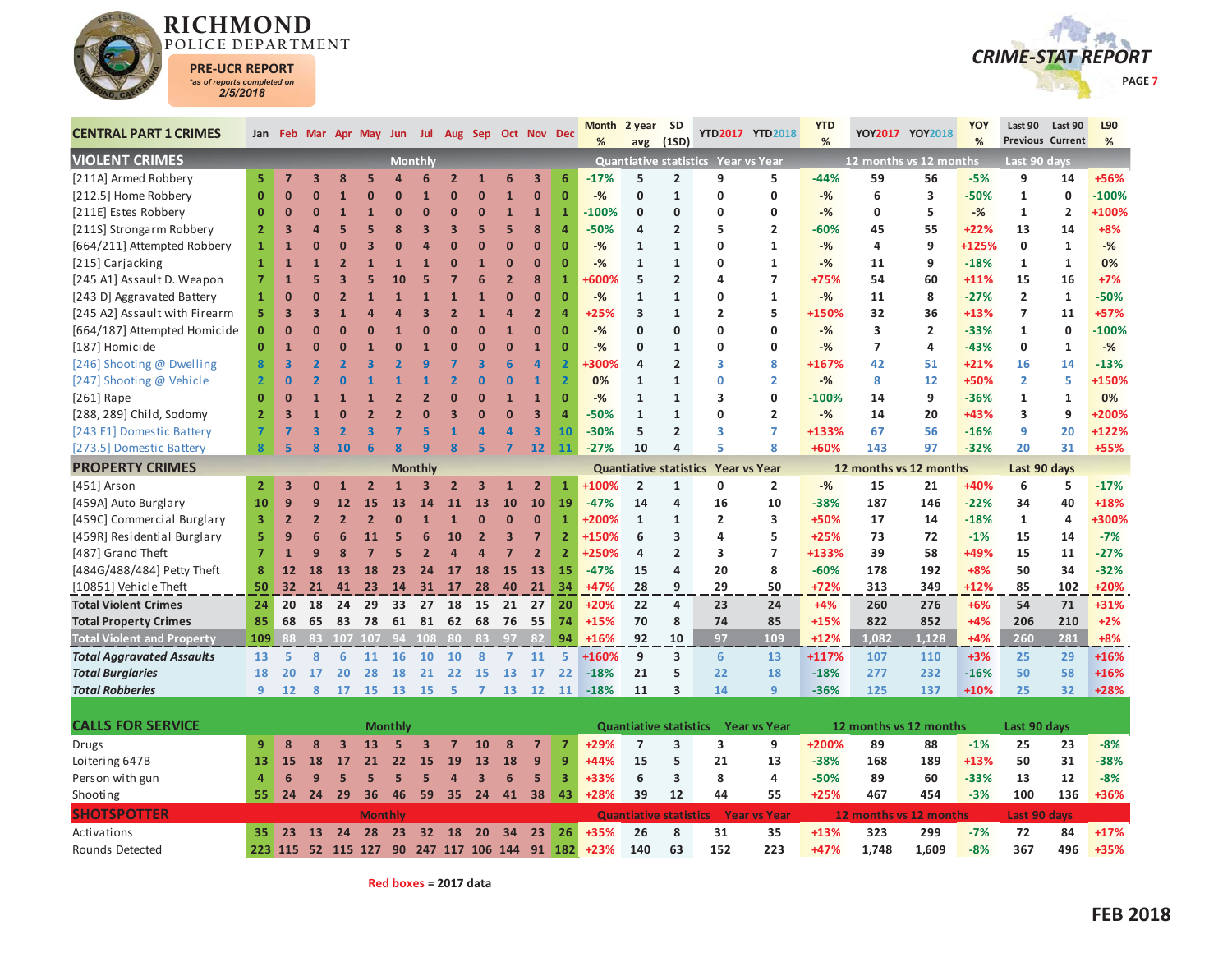# RICHMOND POLICE DEPARTMENT

**PRE-UCR REPORT**
*as of reports completed on
**2/5/2018**

## CRIME-STAT REPORT

| CENTRAL PART 1 CRIMES | Jan | Feb | Mar | Apr | May | Jun | Jul | Aug | Sep | Oct | Nov | Dec | Month % | 2 year avg | SD (1SD) | YTD2017 | YTD2018 | YTD % | YOY2017 | YOY2018 | YOY % | Last 90 Previous | Last 90 Current | L90 % |
|---|---|---|---|---|---|---|---|---|---|---|---|---|---|---|---|---|---|---|---|---|---|---|---|---|
| **VIOLENT CRIMES** | Monthly | | | | | | | | | | | | Quantiative statistics | | | Year vs Year | | | 12 months vs 12 months | | | Last 90 days | | |
| [211A] Armed Robbery | 5 | 7 | 3 | 8 | 5 | 4 | 6 | 2 | 1 | 6 | 3 | 6 | -17% | 5 | 2 | 9 | 5 | -44% | 59 | 56 | -5% | 9 | 14 | +56% |
| [212.5] Home Robbery | 0 | 0 | 0 | 1 | 0 | 0 | 1 | 0 | 0 | 1 | 0 | 0 | -% | 0 | 1 | 0 | 0 | -% | 6 | 3 | -50% | 1 | 0 | -100% |
| [211E] Estes Robbery | 0 | 0 | 0 | 1 | 1 | 0 | 0 | 0 | 0 | 1 | 1 | 1 | -100% | 0 | 0 | 0 | 0 | -% | 0 | 5 | -% | 1 | 2 | +100% |
| [211S] Strongarm Robbery | 2 | 3 | 4 | 5 | 5 | 8 | 3 | 3 | 5 | 5 | 8 | 4 | -50% | 4 | 2 | 5 | 2 | -60% | 45 | 55 | +22% | 13 | 14 | +8% |
| [664/211] Attempted Robbery | 1 | 1 | 0 | 0 | 3 | 0 | 4 | 0 | 0 | 0 | 0 | 0 | -% | 1 | 1 | 0 | 1 | -% | 4 | 9 | +125% | 0 | 1 | -% |
| [215] Carjacking | 1 | 1 | 1 | 2 | 1 | 1 | 1 | 0 | 1 | 0 | 0 | 0 | -% | 1 | 1 | 0 | 1 | -% | 11 | 9 | -18% | 1 | 1 | 0% |
| [245 A1] Assault D. Weapon | 7 | 1 | 5 | 3 | 5 | 10 | 5 | 7 | 6 | 2 | 8 | 1 | +600% | 5 | 2 | 4 | 7 | +75% | 54 | 60 | +11% | 15 | 16 | +7% |
| [243 D] Aggravated Battery | 1 | 0 | 0 | 2 | 1 | 1 | 1 | 1 | 1 | 0 | 0 | 0 | -% | 1 | 1 | 0 | 1 | -% | 11 | 8 | -27% | 2 | 1 | -50% |
| [245 A2] Assault with Firearm | 5 | 3 | 3 | 1 | 4 | 4 | 3 | 2 | 1 | 4 | 2 | 4 | +25% | 3 | 1 | 2 | 5 | +150% | 32 | 36 | +13% | 7 | 11 | +57% |
| [664/187] Attempted Homicide | 0 | 0 | 0 | 0 | 0 | 1 | 0 | 0 | 0 | 1 | 0 | 0 | -% | 0 | 0 | 0 | 0 | -% | 3 | 2 | -33% | 1 | 0 | -100% |
| [187] Homicide | 0 | 1 | 0 | 0 | 1 | 0 | 1 | 0 | 0 | 0 | 1 | 0 | -% | 0 | 1 | 0 | 0 | -% | 7 | 4 | -43% | 0 | 1 | -% |
| [246] Shooting @ Dwelling | 8 | 3 | 2 | 2 | 3 | 2 | 9 | 7 | 3 | 6 | 4 | 2 | +300% | 4 | 2 | 3 | 8 | +167% | 42 | 51 | +21% | 16 | 14 | -13% |
| [247] Shooting @ Vehicle | 2 | 0 | 2 | 0 | 1 | 1 | 1 | 2 | 0 | 0 | 1 | 2 | 0% | 1 | 1 | 0 | 2 | -% | 8 | 12 | +50% | 2 | 5 | +150% |
| [261] Rape | 0 | 0 | 1 | 1 | 1 | 2 | 2 | 0 | 0 | 1 | 1 | 0 | -% | 1 | 1 | 3 | 0 | -100% | 14 | 9 | -36% | 1 | 1 | 0% |
| [288, 289] Child, Sodomy | 2 | 3 | 1 | 0 | 2 | 2 | 0 | 3 | 0 | 0 | 3 | 4 | -50% | 1 | 1 | 0 | 2 | -% | 14 | 20 | +43% | 3 | 9 | +200% |
| [243 E1] Domestic Battery | 7 | 7 | 3 | 2 | 3 | 7 | 5 | 1 | 4 | 4 | 3 | 10 | -30% | 5 | 2 | 3 | 7 | +133% | 67 | 56 | -16% | 9 | 20 | +122% |
| [273.5] Domestic Battery | 8 | 5 | 8 | 10 | 6 | 8 | 9 | 8 | 5 | 7 | 12 | 11 | -27% | 10 | 4 | 5 | 8 | +60% | 143 | 97 | -32% | 20 | 31 | +55% |
| **PROPERTY CRIMES** | Monthly | | | | | | | | | | | | Quantiative statistics | | | Year vs Year | | | 12 months vs 12 months | | | Last 90 days | | |
| [451] Arson | 2 | 3 | 0 | 1 | 2 | 1 | 3 | 2 | 3 | 1 | 2 | 1 | +100% | 2 | 1 | 0 | 2 | -% | 15 | 21 | +40% | 6 | 5 | -17% |
| [459A] Auto Burglary | 10 | 9 | 9 | 12 | 15 | 13 | 14 | 11 | 13 | 10 | 10 | 19 | -47% | 14 | 4 | 16 | 10 | -38% | 187 | 146 | -22% | 34 | 40 | +18% |
| [459C] Commercial Burglary | 3 | 2 | 2 | 2 | 2 | 0 | 1 | 1 | 0 | 0 | 0 | 1 | +200% | 1 | 1 | 2 | 3 | +50% | 17 | 14 | -18% | 1 | 4 | +300% |
| [459R] Residential Burglary | 5 | 9 | 6 | 6 | 11 | 5 | 6 | 10 | 2 | 3 | 7 | 2 | +150% | 6 | 3 | 4 | 5 | +25% | 73 | 72 | -1% | 15 | 14 | -7% |
| [487] Grand Theft | 7 | 1 | 9 | 8 | 7 | 5 | 2 | 4 | 4 | 7 | 2 | 2 | +250% | 4 | 2 | 3 | 7 | +133% | 39 | 58 | +49% | 15 | 11 | -27% |
| [484G/488/484] Petty Theft | 8 | 12 | 18 | 13 | 18 | 23 | 24 | 17 | 18 | 15 | 13 | 15 | -47% | 15 | 4 | 20 | 8 | -60% | 178 | 192 | +8% | 50 | 34 | -32% |
| [10851] Vehicle Theft | 50 | 32 | 21 | 41 | 23 | 14 | 31 | 17 | 28 | 40 | 21 | 34 | +47% | 28 | 9 | 29 | 50 | +72% | 313 | 349 | +12% | 85 | 102 | +20% |
| **Total Violent Crimes** | 24 | 20 | 18 | 24 | 29 | 33 | 27 | 18 | 15 | 21 | 27 | 20 | +20% | 22 | 4 | 23 | 24 | +4% | 260 | 276 | +6% | 54 | 71 | +31% |
| **Total Property Crimes** | 85 | 68 | 65 | 83 | 78 | 61 | 81 | 62 | 68 | 76 | 55 | 74 | +15% | 70 | 8 | 74 | 85 | +15% | 822 | 852 | +4% | 206 | 210 | +2% |
| **Total Violent and Property** | 109 | 88 | 83 | 107 | 107 | 94 | 108 | 80 | 83 | 97 | 82 | 94 | +16% | 92 | 10 | 97 | 109 | +12% | 1,082 | 1,128 | +4% | 260 | 281 | +8% |
| ***Total Aggravated Assaults*** | 13 | 5 | 8 | 6 | 11 | 16 | 10 | 10 | 8 | 7 | 11 | 5 | +160% | 9 | 3 | 6 | 13 | +117% | 107 | 110 | +3% | 25 | 29 | +16% |
| ***Total Burglaries*** | 18 | 20 | 17 | 20 | 28 | 18 | 21 | 22 | 15 | 13 | 17 | 22 | -18% | 21 | 5 | 22 | 18 | -18% | 277 | 232 | -16% | 50 | 58 | +16% |
| ***Total Robberies*** | 9 | 12 | 8 | 17 | 15 | 13 | 15 | 5 | 7 | 13 | 12 | 11 | -18% | 11 | 3 | 14 | 9 | -36% | 125 | 137 | +10% | 25 | 32 | +28% |
| **CALLS FOR SERVICE** | Monthly | | | | | | | | | | | | Quantiative statistics | | | Year vs Year | | | 12 months vs 12 months | | | Last 90 days | | |
| Drugs | 9 | 8 | 8 | 3 | 13 | 5 | 3 | 7 | 10 | 8 | 7 | 7 | +29% | 7 | 3 | 3 | 9 | +200% | 89 | 88 | -1% | 25 | 23 | -8% |
| Loitering 647B | 13 | 15 | 18 | 17 | 21 | 22 | 15 | 19 | 13 | 18 | 9 | 9 | +44% | 15 | 5 | 21 | 13 | -38% | 168 | 189 | +13% | 50 | 31 | -38% |
| Person with gun | 4 | 6 | 9 | 5 | 5 | 5 | 5 | 4 | 3 | 6 | 5 | 3 | +33% | 6 | 3 | 8 | 4 | -50% | 89 | 60 | -33% | 13 | 12 | -8% |
| Shooting | 55 | 24 | 24 | 29 | 36 | 46 | 59 | 35 | 24 | 41 | 38 | 43 | +28% | 39 | 12 | 44 | 55 | +25% | 467 | 454 | -3% | 100 | 136 | +36% |
| **SHOTSPOTTER** | Monthly | | | | | | | | | | | | Quantiative statistics | | | Year vs Year | | | 12 months vs 12 months | | | Last 90 days | | |
| Activations | 35 | 23 | 13 | 24 | 28 | 23 | 32 | 18 | 20 | 34 | 23 | 26 | +35% | 26 | 8 | 31 | 35 | +13% | 323 | 299 | -7% | 72 | 84 | +17% |
| Rounds Detected | 223 | 115 | 52 | 115 | 127 | 90 | 247 | 117 | 106 | 144 | 91 | 182 | +23% | 140 | 63 | 152 | 223 | +47% | 1,748 | 1,609 | -8% | 367 | 496 | +35% |

Red boxes = 2017 data

FEB 2018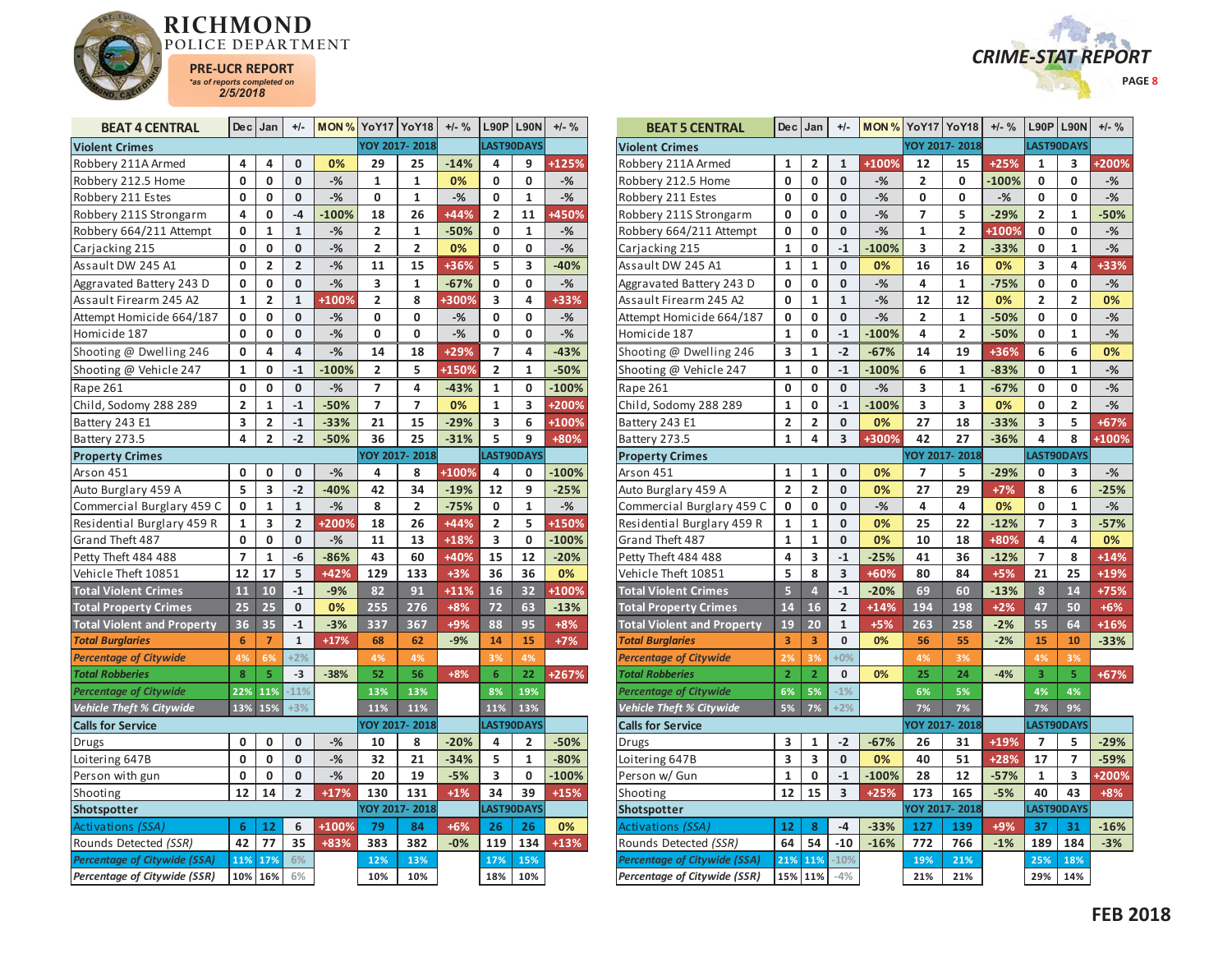# RICHMOND POLICE DEPARTMENT

**PRE-UCR REPORT**
*as of reports completed on 2/5/2018

**CRIME-STAT REPORT**

| BEAT 4 CENTRAL | Dec | Jan | +/- | MON % | YoY17 | YoY18 | +/- % | L90P | L90N | +/- % |
|---|---|---|---|---|---|---|---|---|---|---|
| **Violent Crimes** | | | | | YOY 2017- 2018 | | | LAST90DAYS | | |
| Robbery 211A Armed | 4 | 4 | 0 | 0% | 29 | 25 | -14% | 4 | 9 | +125% |
| Robbery 212.5 Home | 0 | 0 | 0 | -% | 1 | 1 | 0% | 0 | 0 | -% |
| Robbery 211 Estes | 0 | 0 | 0 | -% | 0 | 1 | -% | 0 | 1 | -% |
| Robbery 211S Strongarm | 4 | 0 | -4 | -100% | 18 | 26 | +44% | 2 | 11 | +450% |
| Robbery 664/211 Attempt | 0 | 1 | 1 | -% | 2 | 1 | -50% | 0 | 1 | -% |
| Carjacking 215 | 0 | 0 | 0 | -% | 2 | 2 | 0% | 0 | 0 | -% |
| Assault DW 245 A1 | 0 | 2 | 2 | -% | 11 | 15 | +36% | 5 | 3 | -40% |
| Aggravated Battery 243 D | 0 | 0 | 0 | -% | 3 | 1 | -67% | 0 | 0 | -% |
| Assault Firearm 245 A2 | 1 | 2 | 1 | +100% | 2 | 8 | +300% | 3 | 4 | +33% |
| Attempt Homicide 664/187 | 0 | 0 | 0 | -% | 0 | 0 | -% | 0 | 0 | -% |
| Homicide 187 | 0 | 0 | 0 | -% | 0 | 0 | -% | 0 | 0 | -% |
| Shooting @ Dwelling 246 | 0 | 4 | 4 | -% | 14 | 18 | +29% | 7 | 4 | -43% |
| Shooting @ Vehicle 247 | 1 | 0 | -1 | -100% | 2 | 5 | +150% | 2 | 1 | -50% |
| Rape 261 | 0 | 0 | 0 | -% | 7 | 4 | -43% | 1 | 0 | -100% |
| Child, Sodomy 288 289 | 2 | 1 | -1 | -50% | 7 | 7 | 0% | 1 | 3 | +200% |
| Battery 243 E1 | 3 | 2 | -1 | -33% | 21 | 15 | -29% | 3 | 6 | +100% |
| Battery 273.5 | 4 | 2 | -2 | -50% | 36 | 25 | -31% | 5 | 9 | +80% |
| **Property Crimes** | | | | | YOY 2017- 2018 | | | LAST90DAYS | | |
| Arson 451 | 0 | 0 | 0 | -% | 4 | 8 | +100% | 4 | 0 | -100% |
| Auto Burglary 459 A | 5 | 3 | -2 | -40% | 42 | 34 | -19% | 12 | 9 | -25% |
| Commercial Burglary 459 C | 0 | 1 | 1 | -% | 8 | 2 | -75% | 0 | 1 | -% |
| Residential Burglary 459 R | 1 | 3 | 2 | +200% | 18 | 26 | +44% | 2 | 5 | +150% |
| Grand Theft 487 | 0 | 0 | 0 | -% | 11 | 13 | +18% | 3 | 0 | -100% |
| Petty Theft 484 488 | 7 | 1 | -6 | -86% | 43 | 60 | +40% | 15 | 12 | -20% |
| Vehicle Theft 10851 | 12 | 17 | 5 | +42% | 129 | 133 | +3% | 36 | 36 | 0% |
| **Total Violent Crimes** | 11 | 10 | -1 | -9% | 82 | 91 | +11% | 16 | 32 | +100% |
| **Total Property Crimes** | 25 | 25 | 0 | 0% | 255 | 276 | +8% | 72 | 63 | -13% |
| **Total Violent and Property** | 36 | 35 | -1 | -3% | 337 | 367 | +9% | 88 | 95 | +8% |
| ***Total Burglaries*** | 6 | 7 | 1 | +17% | 68 | 62 | -9% | 14 | 15 | +7% |
| *Percentage of Citywide* | 4% | 6% | +2% | | 4% | 4% | | 3% | 4% | |
| ***Total Robberies*** | 8 | 5 | -3 | -38% | 52 | 56 | +8% | 6 | 22 | +267% |
| *Percentage of Citywide* | 22% | 11% | -11% | | 13% | 13% | | 8% | 19% | |
| *Vehicle Theft % Citywide* | 13% | 15% | +3% | | 11% | 11% | | 11% | 13% | |
| **Calls for Service** | | | | | YOY 2017- 2018 | | | LAST90DAYS | | |
| Drugs | 0 | 0 | 0 | -% | 10 | 8 | -20% | 4 | 2 | -50% |
| Loitering 647B | 0 | 0 | 0 | -% | 32 | 21 | -34% | 5 | 1 | -80% |
| Person with gun | 0 | 0 | 0 | -% | 20 | 19 | -5% | 3 | 0 | -100% |
| Shooting | 12 | 14 | 2 | +17% | 130 | 131 | +1% | 34 | 39 | +15% |
| **Shotspotter** | | | | | YOY 2017- 2018 | | | LAST90DAYS | | |
| Activations *(SSA)* | 6 | 12 | 6 | +100% | 79 | 84 | +6% | 26 | 26 | 0% |
| Rounds Detected *(SSR)* | 42 | 77 | 35 | +83% | 383 | 382 | -0% | 119 | 134 | +13% |
| *Percentage of Citywide (SSA)* | 11% | 17% | 6% | | 12% | 13% | | 17% | 15% | |
| *Percentage of Citywide (SSR)* | 10% | 16% | 6% | | 10% | 10% | | 18% | 10% | |

| BEAT 5 CENTRAL | Dec | Jan | +/- | MON % | YoY17 | YoY18 | +/- % | L90P | L90N | +/- % |
|---|---|---|---|---|---|---|---|---|---|---|
| **Violent Crimes** | | | | | YOY 2017- 2018 | | | LAST90DAYS | | |
| Robbery 211A Armed | 1 | 2 | 1 | +100% | 12 | 15 | +25% | 1 | 3 | +200% |
| Robbery 212.5 Home | 0 | 0 | 0 | -% | 2 | 0 | -100% | 0 | 0 | -% |
| Robbery 211 Estes | 0 | 0 | 0 | -% | 0 | 0 | -% | 0 | 0 | -% |
| Robbery 211S Strongarm | 0 | 0 | 0 | -% | 7 | 5 | -29% | 2 | 1 | -50% |
| Robbery 664/211 Attempt | 0 | 0 | 0 | -% | 1 | 2 | +100% | 0 | 0 | -% |
| Carjacking 215 | 1 | 0 | -1 | -100% | 3 | 2 | -33% | 0 | 1 | -% |
| Assault DW 245 A1 | 1 | 1 | 0 | 0% | 16 | 16 | 0% | 3 | 4 | +33% |
| Aggravated Battery 243 D | 0 | 0 | 0 | -% | 4 | 1 | -75% | 0 | 0 | -% |
| Assault Firearm 245 A2 | 0 | 1 | 1 | -% | 12 | 12 | 0% | 2 | 2 | 0% |
| Attempt Homicide 664/187 | 0 | 0 | 0 | -% | 2 | 1 | -50% | 0 | 0 | -% |
| Homicide 187 | 1 | 0 | -1 | -100% | 4 | 2 | -50% | 0 | 1 | -% |
| Shooting @ Dwelling 246 | 3 | 1 | -2 | -67% | 14 | 19 | +36% | 6 | 6 | 0% |
| Shooting @ Vehicle 247 | 1 | 0 | -1 | -100% | 6 | 1 | -83% | 0 | 1 | -% |
| Rape 261 | 0 | 0 | 0 | -% | 3 | 1 | -67% | 0 | 0 | -% |
| Child, Sodomy 288 289 | 1 | 0 | -1 | -100% | 3 | 3 | 0% | 0 | 2 | -% |
| Battery 243 E1 | 2 | 2 | 0 | 0% | 27 | 18 | -33% | 3 | 5 | +67% |
| Battery 273.5 | 1 | 4 | 3 | +300% | 42 | 27 | -36% | 4 | 8 | +100% |
| **Property Crimes** | | | | | YOY 2017- 2018 | | | LAST90DAYS | | |
| Arson 451 | 1 | 1 | 0 | 0% | 7 | 5 | -29% | 0 | 3 | -% |
| Auto Burglary 459 A | 2 | 2 | 0 | 0% | 27 | 29 | +7% | 8 | 6 | -25% |
| Commercial Burglary 459 C | 0 | 0 | 0 | -% | 4 | 4 | 0% | 0 | 1 | -% |
| Residential Burglary 459 R | 1 | 1 | 0 | 0% | 25 | 22 | -12% | 7 | 3 | -57% |
| Grand Theft 487 | 1 | 1 | 0 | 0% | 10 | 18 | +80% | 4 | 4 | 0% |
| Petty Theft 484 488 | 4 | 3 | -1 | -25% | 41 | 36 | -12% | 7 | 8 | +14% |
| Vehicle Theft 10851 | 5 | 8 | 3 | +60% | 80 | 84 | +5% | 21 | 25 | +19% |
| **Total Violent Crimes** | 5 | 4 | -1 | -20% | 69 | 60 | -13% | 8 | 14 | +75% |
| **Total Property Crimes** | 14 | 16 | 2 | +14% | 194 | 198 | +2% | 47 | 50 | +6% |
| **Total Violent and Property** | 19 | 20 | 1 | +5% | 263 | 258 | -2% | 55 | 64 | +16% |
| ***Total Burglaries*** | 3 | 3 | 0 | 0% | 56 | 55 | -2% | 15 | 10 | -33% |
| *Percentage of Citywide* | 2% | 3% | +0% | | 4% | 3% | | 4% | 3% | |
| ***Total Robberies*** | 2 | 2 | 0 | 0% | 25 | 24 | -4% | 3 | 5 | +67% |
| *Percentage of Citywide* | 6% | 5% | -1% | | 6% | 5% | | 4% | 4% | |
| *Vehicle Theft % Citywide* | 5% | 7% | +2% | | 7% | 7% | | 7% | 9% | |
| **Calls for Service** | | | | | YOY 2017- 2018 | | | LAST90DAYS | | |
| Drugs | 3 | 1 | -2 | -67% | 26 | 31 | +19% | 7 | 5 | -29% |
| Loitering 647B | 3 | 3 | 0 | 0% | 40 | 51 | +28% | 17 | 7 | -59% |
| Person w/ Gun | 1 | 0 | -1 | -100% | 28 | 12 | -57% | 1 | 3 | +200% |
| Shooting | 12 | 15 | 3 | +25% | 173 | 165 | -5% | 40 | 43 | +8% |
| **Shotspotter** | | | | | YOY 2017- 2018 | | | LAST90DAYS | | |
| Activations *(SSA)* | 12 | 8 | -4 | -33% | 127 | 139 | +9% | 37 | 31 | -16% |
| Rounds Detected *(SSR)* | 64 | 54 | -10 | -16% | 772 | 766 | -1% | 189 | 184 | -3% |
| *Percentage of Citywide (SSA)* | 21% | 11% | -10% | | 19% | 21% | | 25% | 18% | |
| *Percentage of Citywide (SSR)* | 15% | 11% | -4% | | 21% | 21% | | 29% | 14% | |

**FEB 2018**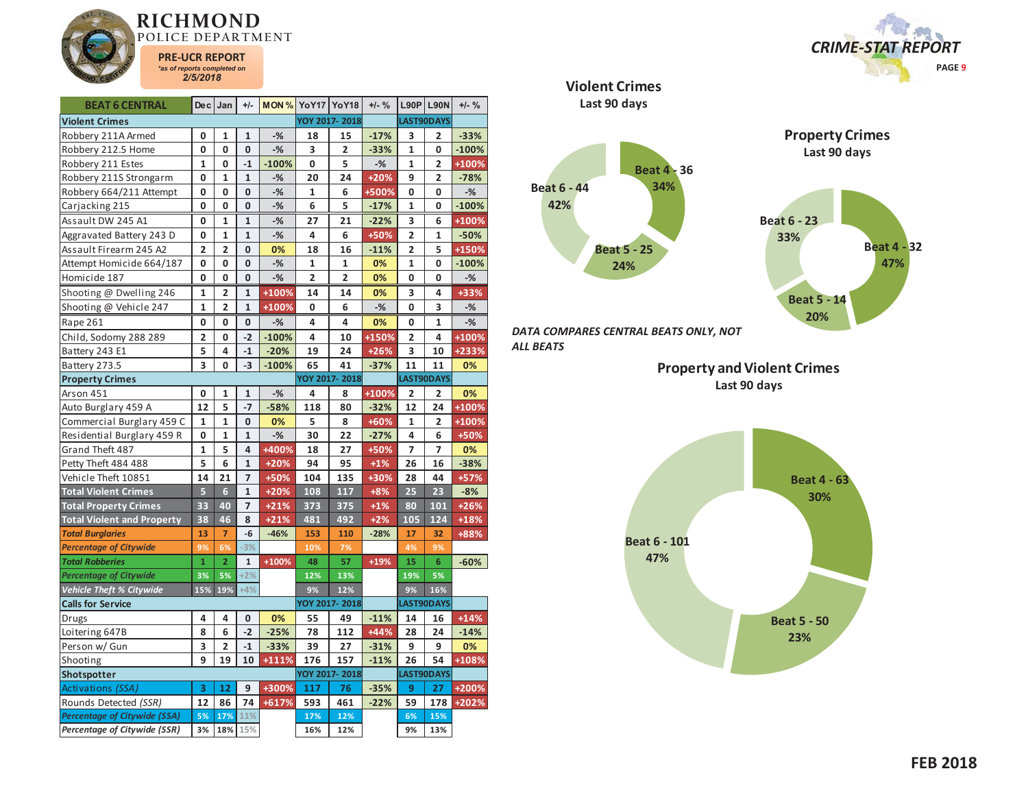# RICHMOND POLICE DEPARTMENT

**PRE-UCR REPORT**
*as of reports completed on*
**2/5/2018**

**CRIME-STAT REPORT**

| BEAT 6 CENTRAL | Dec | Jan | +/- | MON % | YoY17 | YoY18 | +/- % | L90P | L90N | +/- % |
|---|---|---|---|---|---|---|---|---|---|---|
| **Violent Crimes** | | | | | YOY 2017- 2018 | | | LAST90DAYS | | |
| Robbery 211A Armed | 0 | 1 | 1 | -% | 18 | 15 | -17% | 3 | 2 | -33% |
| Robbery 212.5 Home | 0 | 0 | 0 | -% | 3 | 2 | -33% | 1 | 0 | -100% |
| Robbery 211 Estes | 1 | 0 | -1 | -100% | 0 | 5 | -% | 1 | 2 | +100% |
| Robbery 211S Strongarm | 0 | 1 | 1 | -% | 20 | 24 | +20% | 9 | 2 | -78% |
| Robbery 664/211 Attempt | 0 | 0 | 0 | -% | 1 | 6 | +500% | 0 | 0 | -% |
| Carjacking 215 | 0 | 0 | 0 | -% | 6 | 5 | -17% | 1 | 0 | -100% |
| Assault DW 245 A1 | 0 | 1 | 1 | -% | 27 | 21 | -22% | 3 | 6 | +100% |
| Aggravated Battery 243 D | 0 | 1 | 1 | -% | 4 | 6 | +50% | 2 | 1 | -50% |
| Assault Firearm 245 A2 | 2 | 2 | 0 | 0% | 18 | 16 | -11% | 2 | 5 | +150% |
| Attempt Homicide 664/187 | 0 | 0 | 0 | -% | 1 | 1 | 0% | 1 | 0 | -100% |
| Homicide 187 | 0 | 0 | 0 | -% | 2 | 2 | 0% | 0 | 0 | -% |
| Shooting @ Dwelling 246 | 1 | 2 | 1 | +100% | 14 | 14 | 0% | 3 | 4 | +33% |
| Shooting @ Vehicle 247 | 1 | 2 | 1 | +100% | 0 | 6 | -% | 0 | 3 | -% |
| Rape 261 | 0 | 0 | 0 | -% | 4 | 4 | 0% | 0 | 1 | -% |
| Child, Sodomy 288 289 | 2 | 0 | -2 | -100% | 4 | 10 | +150% | 2 | 4 | +100% |
| Battery 243 E1 | 5 | 4 | -1 | -20% | 19 | 24 | +26% | 3 | 10 | +233% |
| Battery 273.5 | 3 | 0 | -3 | -100% | 65 | 41 | -37% | 11 | 11 | 0% |
| **Property Crimes** | | | | | YOY 2017- 2018 | | | LAST90DAYS | | |
| Arson 451 | 0 | 1 | 1 | -% | 4 | 8 | +100% | 2 | 2 | 0% |
| Auto Burglary 459 A | 12 | 5 | -7 | -58% | 118 | 80 | -32% | 12 | 24 | +100% |
| Commercial Burglary 459 C | 1 | 1 | 0 | 0% | 5 | 8 | +60% | 1 | 2 | +100% |
| Residential Burglary 459 R | 0 | 1 | 1 | -% | 30 | 22 | -27% | 4 | 6 | +50% |
| Grand Theft 487 | 1 | 5 | 4 | +400% | 18 | 27 | +50% | 7 | 7 | 0% |
| Petty Theft 484 488 | 5 | 6 | 1 | +20% | 94 | 95 | +1% | 26 | 16 | -38% |
| Vehicle Theft 10851 | 14 | 21 | 7 | +50% | 104 | 135 | +30% | 28 | 44 | +57% |
| **Total Violent Crimes** | 5 | 6 | 1 | +20% | 108 | 117 | +8% | 25 | 23 | -8% |
| **Total Property Crimes** | 33 | 40 | 7 | +21% | 373 | 375 | +1% | 80 | 101 | +26% |
| **Total Violent and Property** | 38 | 46 | 8 | +21% | 481 | 492 | +2% | 105 | 124 | +18% |
| ***Total Burglaries*** | 13 | 7 | -6 | -46% | 153 | 110 | -28% | 17 | 32 | +88% |
| ***Percentage of Citywide*** | 9% | 6% | -3% | | 10% | 7% | | 4% | 9% | |
| ***Total Robberies*** | 1 | 2 | 1 | +100% | 48 | 57 | +19% | 15 | 6 | -60% |
| ***Percentage of Citywide*** | 3% | 5% | +2% | | 12% | 13% | | 19% | 5% | |
| ***Vehicle Theft % Citywide*** | 15% | 19% | +4% | | 9% | 12% | | 9% | 16% | |
| **Calls for Service** | | | | | YOY 2017- 2018 | | | LAST90DAYS | | |
| Drugs | 4 | 4 | 0 | 0% | 55 | 49 | -11% | 14 | 16 | +14% |
| Loitering 647B | 8 | 6 | -2 | -25% | 78 | 112 | +44% | 28 | 24 | -14% |
| Person w/ Gun | 3 | 2 | -1 | -33% | 39 | 27 | -31% | 9 | 9 | 0% |
| Shooting | 9 | 19 | 10 | +111% | 176 | 157 | -11% | 26 | 54 | +108% |
| **Shotspotter** | | | | | YOY 2017- 2018 | | | LAST90DAYS | | |
| Activations *(SSA)* | 3 | 12 | 9 | +300% | 117 | 76 | -35% | 9 | 27 | +200% |
| Rounds Detected *(SSR)* | 12 | 86 | 74 | +617% | 593 | 461 | -22% | 59 | 178 | +202% |
| ***Percentage of Citywide (SSA)*** | 5% | 17% | 11% | | 17% | 12% | | 6% | 15% | |
| ***Percentage of Citywide (SSR)*** | 3% | 18% | 15% | | 16% | 12% | | 9% | 13% | |

## Violent Crimes
Last 90 days

- Beat 4 - 36: 34%
- Beat 5 - 25: 24%
- Beat 6 - 44: 42%

## Property Crimes
Last 90 days

- Beat 4 - 32: 47%
- Beat 5 - 14: 20%
- Beat 6 - 23: 33%

*DATA COMPARES CENTRAL BEATS ONLY, NOT ALL BEATS*

## Property and Violent Crimes
Last 90 days

- Beat 4 - 63: 30%
- Beat 5 - 50: 23%
- Beat 6 - 101: 47%

**FEB 2018**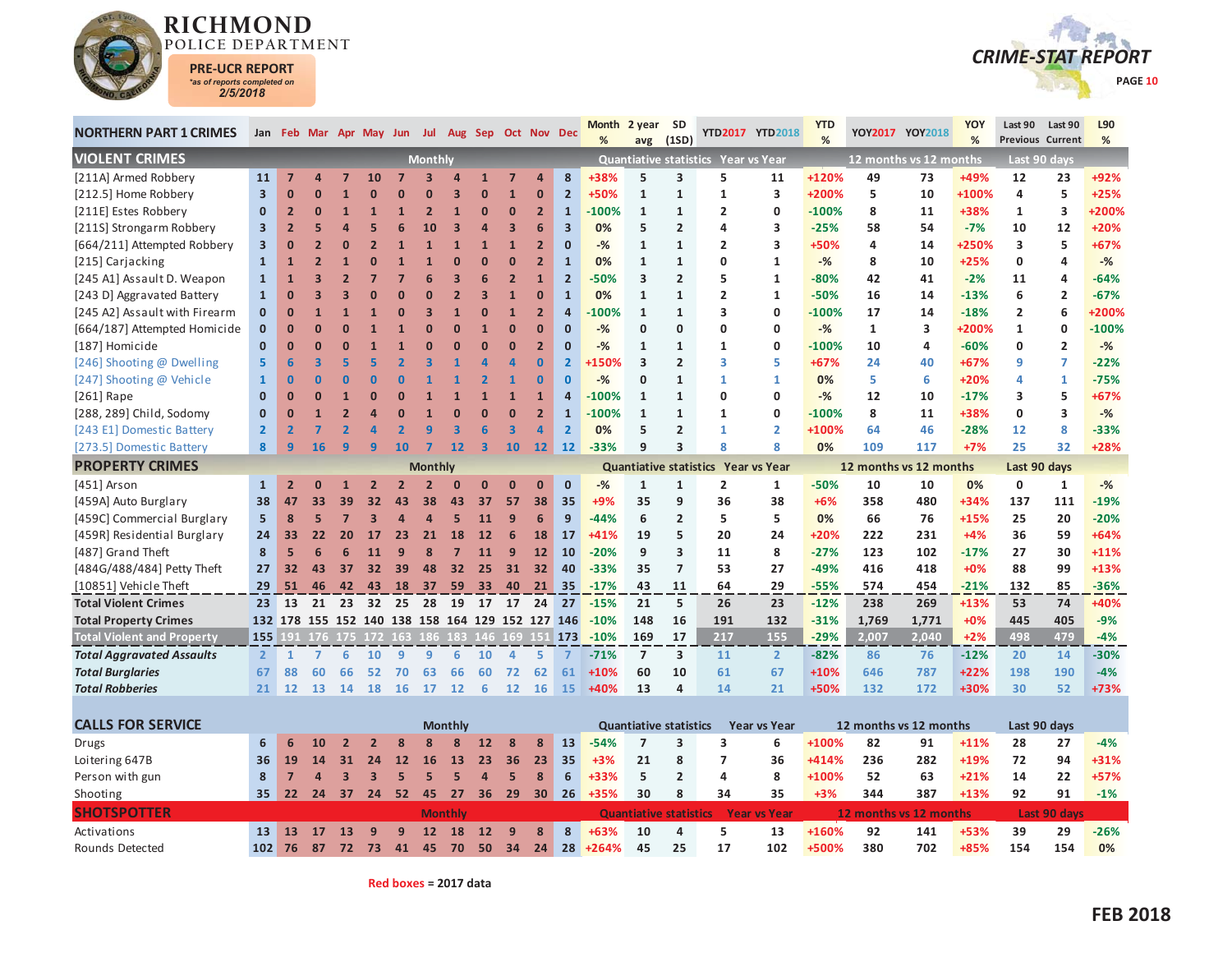# RICHMOND POLICE DEPARTMENT

**PRE-UCR REPORT**
*as of reports completed on*
**2/5/2018**

**CRIME-STAT REPORT**

| NORTHERN PART 1 CRIMES | Jan | Feb | Mar | Apr | May | Jun | Jul | Aug | Sep | Oct | Nov | Dec | Month % | 2 year avg | SD (1SD) | YTD2017 | YTD2018 | YTD % | YOY2017 | YOY2018 | YOY % | Last 90 Previous | Last 90 Current | L90 % |
|---|---|---|---|---|---|---|---|---|---|---|---|---|---|---|---|---|---|---|---|---|---|---|---|---|
| **VIOLENT CRIMES** | Monthly | | | | | | | | | | | | Quantiative statistics | | | Year vs Year | | | 12 months vs 12 months | | | Last 90 days | | |
| [211A] Armed Robbery | 11 | 7 | 4 | 7 | 10 | 7 | 3 | 4 | 1 | 7 | 4 | 8 | +38% | 5 | 3 | 5 | 11 | +120% | 49 | 73 | +49% | 12 | 23 | +92% |
| [212.5] Home Robbery | 3 | 0 | 0 | 1 | 0 | 0 | 0 | 3 | 0 | 1 | 0 | 2 | +50% | 1 | 1 | 1 | 3 | +200% | 5 | 10 | +100% | 4 | 5 | +25% |
| [211E] Estes Robbery | 0 | 2 | 0 | 1 | 1 | 1 | 2 | 1 | 0 | 0 | 2 | 1 | -100% | 1 | 1 | 2 | 0 | -100% | 8 | 11 | +38% | 1 | 3 | +200% |
| [211S] Strongarm Robbery | 3 | 2 | 5 | 4 | 5 | 6 | 10 | 3 | 4 | 3 | 6 | 3 | 0% | 5 | 2 | 4 | 3 | -25% | 58 | 54 | -7% | 10 | 12 | +20% |
| [664/211] Attempted Robbery | 3 | 0 | 2 | 0 | 2 | 1 | 1 | 1 | 1 | 1 | 2 | 0 | -% | 1 | 1 | 2 | 3 | +50% | 4 | 14 | +250% | 3 | 5 | +67% |
| [215] Carjacking | 1 | 1 | 2 | 1 | 0 | 1 | 1 | 0 | 0 | 0 | 2 | 1 | 0% | 1 | 1 | 0 | 1 | -% | 8 | 10 | +25% | 0 | 4 | -% |
| [245 A1] Assault D. Weapon | 1 | 1 | 3 | 2 | 7 | 7 | 6 | 3 | 6 | 2 | 1 | 2 | -50% | 3 | 2 | 5 | 1 | -80% | 42 | 41 | -2% | 11 | 4 | -64% |
| [243 D] Aggravated Battery | 1 | 0 | 3 | 3 | 0 | 0 | 0 | 2 | 3 | 1 | 0 | 1 | 0% | 1 | 1 | 2 | 1 | -50% | 16 | 14 | -13% | 6 | 2 | -67% |
| [245 A2] Assault with Firearm | 0 | 0 | 1 | 1 | 1 | 0 | 3 | 1 | 0 | 1 | 2 | 4 | -100% | 1 | 1 | 3 | 0 | -100% | 17 | 14 | -18% | 2 | 6 | +200% |
| [664/187] Attempted Homicide | 0 | 0 | 0 | 0 | 1 | 1 | 0 | 0 | 1 | 0 | 0 | 0 | -% | 0 | 0 | 0 | 0 | -% | 1 | 3 | +200% | 1 | 0 | -100% |
| [187] Homicide | 0 | 0 | 0 | 0 | 1 | 1 | 0 | 0 | 0 | 0 | 2 | 0 | -% | 1 | 1 | 1 | 0 | -100% | 10 | 4 | -60% | 0 | 2 | -% |
| [246] Shooting @ Dwelling | 5 | 6 | 3 | 5 | 5 | 2 | 3 | 1 | 4 | 4 | 0 | 2 | +150% | 3 | 2 | 3 | 5 | +67% | 24 | 40 | +67% | 9 | 7 | -22% |
| [247] Shooting @ Vehicle | 1 | 0 | 0 | 0 | 0 | 0 | 1 | 1 | 2 | 1 | 0 | 0 | -% | 0 | 1 | 1 | 1 | 0% | 5 | 6 | +20% | 4 | 1 | -75% |
| [261] Rape | 0 | 0 | 0 | 1 | 0 | 0 | 1 | 1 | 1 | 1 | 1 | 4 | -100% | 1 | 1 | 0 | 0 | -% | 12 | 10 | -17% | 3 | 5 | +67% |
| [288, 289] Child, Sodomy | 0 | 0 | 1 | 2 | 4 | 0 | 1 | 0 | 0 | 0 | 2 | 1 | -100% | 1 | 1 | 1 | 0 | -100% | 8 | 11 | +38% | 0 | 3 | -% |
| [243 E1] Domestic Battery | 2 | 2 | 7 | 2 | 4 | 2 | 9 | 3 | 6 | 3 | 4 | 2 | 0% | 5 | 2 | 1 | 2 | +100% | 64 | 46 | -28% | 12 | 8 | -33% |
| [273.5] Domestic Battery | 8 | 9 | 16 | 9 | 9 | 10 | 7 | 12 | 3 | 10 | 12 | 12 | -33% | 9 | 3 | 8 | 8 | 0% | 109 | 117 | +7% | 25 | 32 | +28% |
| **PROPERTY CRIMES** | Monthly | | | | | | | | | | | | Quantiative statistics | | | Year vs Year | | | 12 months vs 12 months | | | Last 90 days | | |
| [451] Arson | 1 | 2 | 0 | 1 | 2 | 2 | 2 | 0 | 0 | 0 | 0 | 0 | -% | 1 | 1 | 2 | 1 | -50% | 10 | 10 | 0% | 0 | 1 | -% |
| [459A] Auto Burglary | 38 | 47 | 33 | 39 | 32 | 43 | 38 | 43 | 37 | 57 | 38 | 35 | +9% | 35 | 9 | 36 | 38 | +6% | 358 | 480 | +34% | 137 | 111 | -19% |
| [459C] Commercial Burglary | 5 | 8 | 5 | 7 | 3 | 4 | 4 | 5 | 11 | 9 | 6 | 9 | -44% | 6 | 2 | 5 | 5 | 0% | 66 | 76 | +15% | 25 | 20 | -20% |
| [459R] Residential Burglary | 24 | 33 | 22 | 20 | 17 | 23 | 21 | 18 | 12 | 6 | 18 | 17 | +41% | 19 | 5 | 20 | 24 | +20% | 222 | 231 | +4% | 36 | 59 | +64% |
| [487] Grand Theft | 8 | 5 | 6 | 6 | 11 | 9 | 8 | 7 | 11 | 9 | 12 | 10 | -20% | 9 | 3 | 11 | 8 | -27% | 123 | 102 | -17% | 27 | 30 | +11% |
| [484G/488/484] Petty Theft | 27 | 32 | 43 | 37 | 32 | 39 | 48 | 32 | 25 | 31 | 32 | 40 | -33% | 35 | 7 | 53 | 27 | -49% | 416 | 418 | +0% | 88 | 99 | +13% |
| [10851] Vehicle Theft | 29 | 51 | 46 | 42 | 43 | 18 | 37 | 59 | 33 | 40 | 21 | 35 | -17% | 43 | 11 | 64 | 29 | -55% | 574 | 454 | -21% | 132 | 85 | -36% |
| **Total Violent Crimes** | 23 | 13 | 21 | 23 | 32 | 25 | 28 | 19 | 17 | 17 | 24 | 27 | -15% | 21 | 5 | 26 | 23 | -12% | 238 | 269 | +13% | 53 | 74 | +40% |
| **Total Property Crimes** | 132 | 178 | 155 | 152 | 140 | 138 | 158 | 164 | 129 | 152 | 127 | 146 | -10% | 148 | 16 | 191 | 132 | -31% | 1,769 | 1,771 | +0% | 445 | 405 | -9% |
| **Total Violent and Property** | 155 | 191 | 176 | 175 | 172 | 163 | 186 | 183 | 146 | 169 | 151 | 173 | -10% | 169 | 17 | 217 | 155 | -29% | 2,007 | 2,040 | +2% | 498 | 479 | -4% |
| ***Total Aggravated Assaults*** | 2 | 1 | 7 | 6 | 10 | 9 | 9 | 6 | 10 | 4 | 5 | 7 | -71% | 7 | 3 | 11 | 2 | -82% | 86 | 76 | -12% | 20 | 14 | -30% |
| ***Total Burglaries*** | 67 | 88 | 60 | 66 | 52 | 70 | 63 | 66 | 60 | 72 | 62 | 61 | +10% | 60 | 10 | 61 | 67 | +10% | 646 | 787 | +22% | 198 | 190 | -4% |
| ***Total Robberies*** | 21 | 12 | 13 | 14 | 18 | 16 | 17 | 12 | 6 | 12 | 16 | 15 | +40% | 13 | 4 | 14 | 21 | +50% | 132 | 172 | +30% | 30 | 52 | +73% |
| **CALLS FOR SERVICE** | Monthly | | | | | | | | | | | | Quantiative statistics | | | Year vs Year | | | 12 months vs 12 months | | | Last 90 days | | |
| Drugs | 6 | 6 | 10 | 2 | 2 | 8 | 8 | 8 | 12 | 8 | 8 | 13 | -54% | 7 | 3 | 3 | 6 | +100% | 82 | 91 | +11% | 28 | 27 | -4% |
| Loitering 647B | 36 | 19 | 14 | 31 | 24 | 12 | 16 | 13 | 23 | 36 | 23 | 35 | +3% | 21 | 8 | 7 | 36 | +414% | 236 | 282 | +19% | 72 | 94 | +31% |
| Person with gun | 8 | 7 | 4 | 3 | 3 | 5 | 5 | 5 | 4 | 5 | 8 | 6 | +33% | 5 | 2 | 4 | 8 | +100% | 52 | 63 | +21% | 14 | 22 | +57% |
| Shooting | 35 | 22 | 24 | 37 | 24 | 52 | 45 | 27 | 36 | 29 | 30 | 26 | +35% | 30 | 8 | 34 | 35 | +3% | 344 | 387 | +13% | 92 | 91 | -1% |
| **SHOTSPOTTER** | Monthly | | | | | | | | | | | | Quantiative statistics | | | Year vs Year | | | 12 months vs 12 months | | | Last 90 days | | |
| Activations | 13 | 13 | 17 | 13 | 9 | 9 | 12 | 18 | 12 | 9 | 8 | 8 | +63% | 10 | 4 | 5 | 13 | +160% | 92 | 141 | +53% | 39 | 29 | -26% |
| Rounds Detected | 102 | 76 | 87 | 72 | 73 | 41 | 45 | 70 | 50 | 34 | 24 | 28 | +264% | 45 | 25 | 17 | 102 | +500% | 380 | 702 | +85% | 154 | 154 | 0% |

Red boxes = 2017 data

**FEB 2018**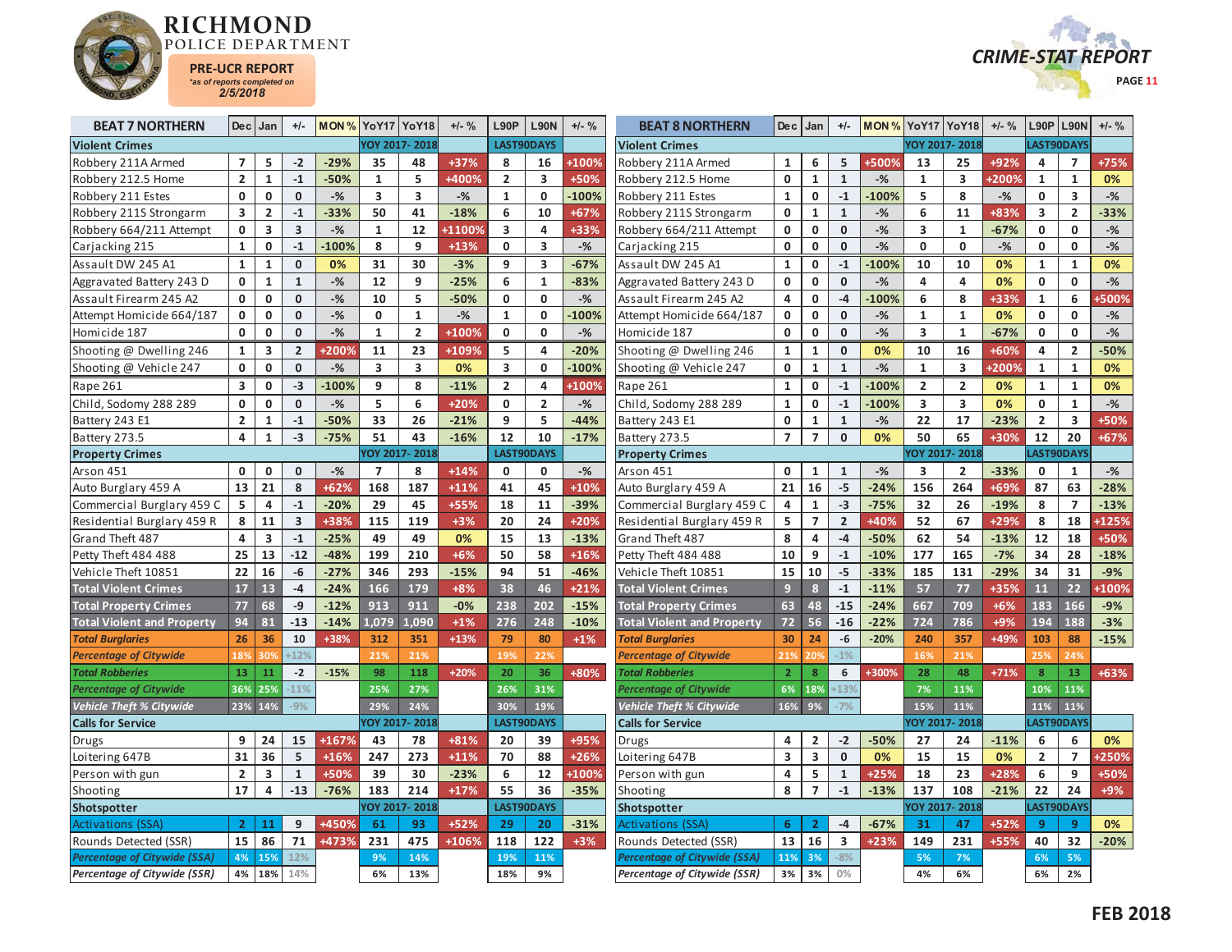# RICHMOND POLICE DEPARTMENT

**PRE-UCR REPORT**
*as of reports completed on*
**2/5/2018**

**CRIME-STAT REPORT**

## BEAT 7 NORTHERN

| BEAT 7 NORTHERN | Dec | Jan | +/- | MON % | YoY17 | YoY18 | +/- % | L90P | L90N | +/- % |
|---|---|---|---|---|---|---|---|---|---|---|
| **Violent Crimes** | | | | | YOY 2017- 2018 | | | LAST90DAYS | | |
| Robbery 211A Armed | 7 | 5 | -2 | -29% | 35 | 48 | +37% | 8 | 16 | +100% |
| Robbery 212.5 Home | 2 | 1 | -1 | -50% | 1 | 5 | +400% | 2 | 3 | +50% |
| Robbery 211 Estes | 0 | 0 | 0 | -% | 3 | 3 | -% | 1 | 0 | -100% |
| Robbery 211S Strongarm | 3 | 2 | -1 | -33% | 50 | 41 | -18% | 6 | 10 | +67% |
| Robbery 664/211 Attempt | 0 | 3 | 3 | -% | 1 | 12 | +1100% | 3 | 4 | +33% |
| Carjacking 215 | 1 | 0 | -1 | -100% | 8 | 9 | +13% | 0 | 3 | -% |
| Assault DW 245 A1 | 1 | 1 | 0 | 0% | 31 | 30 | -3% | 9 | 3 | -67% |
| Aggravated Battery 243 D | 0 | 1 | 1 | -% | 12 | 9 | -25% | 6 | 1 | -83% |
| Assault Firearm 245 A2 | 0 | 0 | 0 | -% | 10 | 5 | -50% | 0 | 0 | -% |
| Attempt Homicide 664/187 | 0 | 0 | 0 | -% | 0 | 1 | -% | 1 | 0 | -100% |
| Homicide 187 | 0 | 0 | 0 | -% | 1 | 2 | +100% | 0 | 0 | -% |
| Shooting @ Dwelling 246 | 1 | 3 | 2 | +200% | 11 | 23 | +109% | 5 | 4 | -20% |
| Shooting @ Vehicle 247 | 0 | 0 | 0 | -% | 3 | 3 | 0% | 3 | 0 | -100% |
| Rape 261 | 3 | 0 | -3 | -100% | 9 | 8 | -11% | 2 | 4 | +100% |
| Child, Sodomy 288 289 | 0 | 0 | 0 | -% | 5 | 6 | +20% | 0 | 2 | -% |
| Battery 243 E1 | 2 | 1 | -1 | -50% | 33 | 26 | -21% | 9 | 5 | -44% |
| Battery 273.5 | 4 | 1 | -3 | -75% | 51 | 43 | -16% | 12 | 10 | -17% |
| **Property Crimes** | | | | | YOY 2017- 2018 | | | LAST90DAYS | | |
| Arson 451 | 0 | 0 | 0 | -% | 7 | 8 | +14% | 0 | 0 | -% |
| Auto Burglary 459 A | 13 | 21 | 8 | +62% | 168 | 187 | +11% | 41 | 45 | +10% |
| Commercial Burglary 459 C | 5 | 4 | -1 | -20% | 29 | 45 | +55% | 18 | 11 | -39% |
| Residential Burglary 459 R | 8 | 11 | 3 | +38% | 115 | 119 | +3% | 20 | 24 | +20% |
| Grand Theft 487 | 4 | 3 | -1 | -25% | 49 | 49 | 0% | 15 | 13 | -13% |
| Petty Theft 484 488 | 25 | 13 | -12 | -48% | 199 | 210 | +6% | 50 | 58 | +16% |
| Vehicle Theft 10851 | 22 | 16 | -6 | -27% | 346 | 293 | -15% | 94 | 51 | -46% |
| **Total Violent Crimes** | 17 | 13 | -4 | -24% | 166 | 179 | +8% | 38 | 46 | +21% |
| **Total Property Crimes** | 77 | 68 | -9 | -12% | 913 | 911 | -0% | 238 | 202 | -15% |
| **Total Violent and Property** | 94 | 81 | -13 | -14% | 1,079 | 1,090 | +1% | 276 | 248 | -10% |
| ***Total Burglaries*** | 26 | 36 | 10 | +38% | 312 | 351 | +13% | 79 | 80 | +1% |
| ***Percentage of Citywide*** | 18% | 30% | +12% | | 21% | 21% | | 19% | 22% | |
| ***Total Robberies*** | 13 | 11 | -2 | -15% | 98 | 118 | +20% | 20 | 36 | +80% |
| ***Percentage of Citywide*** | 36% | 25% | -11% | | 25% | 27% | | 26% | 31% | |
| ***Vehicle Theft % Citywide*** | 23% | 14% | -9% | | 29% | 24% | | 30% | 19% | |
| **Calls for Service** | | | | | YOY 2017- 2018 | | | LAST90DAYS | | |
| Drugs | 9 | 24 | 15 | +167% | 43 | 78 | +81% | 20 | 39 | +95% |
| Loitering 647B | 31 | 36 | 5 | +16% | 247 | 273 | +11% | 70 | 88 | +26% |
| Person with gun | 2 | 3 | 1 | +50% | 39 | 30 | -23% | 6 | 12 | +100% |
| Shooting | 17 | 4 | -13 | -76% | 183 | 214 | +17% | 55 | 36 | -35% |
| **Shotspotter** | | | | | YOY 2017- 2018 | | | LAST90DAYS | | |
| Activations (SSA) | 2 | 11 | 9 | +450% | 61 | 93 | +52% | 29 | 20 | -31% |
| Rounds Detected (SSR) | 15 | 86 | 71 | +473% | 231 | 475 | +106% | 118 | 122 | +3% |
| ***Percentage of Citywide (SSA)*** | 4% | 15% | 12% | | 9% | 14% | | 19% | 11% | |
| ***Percentage of Citywide (SSR)*** | 4% | 18% | 14% | | 6% | 13% | | 18% | 9% | |

## BEAT 8 NORTHERN

| BEAT 8 NORTHERN | Dec | Jan | +/- | MON % | YoY17 | YoY18 | +/- % | L90P | L90N | +/- % |
|---|---|---|---|---|---|---|---|---|---|---|
| **Violent Crimes** | | | | | YOY 2017- 2018 | | | LAST90DAYS | | |
| Robbery 211A Armed | 1 | 6 | 5 | +500% | 13 | 25 | +92% | 4 | 7 | +75% |
| Robbery 212.5 Home | 0 | 1 | 1 | -% | 1 | 3 | +200% | 1 | 1 | 0% |
| Robbery 211 Estes | 1 | 0 | -1 | -100% | 5 | 8 | -% | 0 | 3 | -% |
| Robbery 211S Strongarm | 0 | 1 | 1 | -% | 6 | 11 | +83% | 3 | 2 | -33% |
| Robbery 664/211 Attempt | 0 | 0 | 0 | -% | 3 | 1 | -67% | 0 | 0 | -% |
| Carjacking 215 | 0 | 0 | 0 | -% | 0 | 0 | -% | 0 | 0 | -% |
| Assault DW 245 A1 | 1 | 0 | -1 | -100% | 10 | 10 | 0% | 1 | 1 | 0% |
| Aggravated Battery 243 D | 0 | 0 | 0 | -% | 4 | 4 | 0% | 0 | 0 | -% |
| Assault Firearm 245 A2 | 4 | 0 | -4 | -100% | 6 | 8 | +33% | 1 | 6 | +500% |
| Attempt Homicide 664/187 | 0 | 0 | 0 | -% | 1 | 1 | 0% | 0 | 0 | -% |
| Homicide 187 | 0 | 0 | 0 | -% | 3 | 1 | -67% | 0 | 0 | -% |
| Shooting @ Dwelling 246 | 1 | 1 | 0 | 0% | 10 | 16 | +60% | 4 | 2 | -50% |
| Shooting @ Vehicle 247 | 0 | 1 | 1 | -% | 1 | 3 | +200% | 1 | 1 | 0% |
| Rape 261 | 1 | 0 | -1 | -100% | 2 | 2 | 0% | 1 | 1 | 0% |
| Child, Sodomy 288 289 | 1 | 0 | -1 | -100% | 3 | 3 | 0% | 0 | 1 | -% |
| Battery 243 E1 | 0 | 1 | 1 | -% | 22 | 17 | -23% | 2 | 3 | +50% |
| Battery 273.5 | 7 | 7 | 0 | 0% | 50 | 65 | +30% | 12 | 20 | +67% |
| **Property Crimes** | | | | | YOY 2017- 2018 | | | LAST90DAYS | | |
| Arson 451 | 0 | 1 | 1 | -% | 3 | 2 | -33% | 0 | 1 | -% |
| Auto Burglary 459 A | 21 | 16 | -5 | -24% | 156 | 264 | +69% | 87 | 63 | -28% |
| Commercial Burglary 459 C | 4 | 1 | -3 | -75% | 32 | 26 | -19% | 8 | 7 | -13% |
| Residential Burglary 459 R | 5 | 7 | 2 | +40% | 52 | 67 | +29% | 8 | 18 | +125% |
| Grand Theft 487 | 8 | 4 | -4 | -50% | 62 | 54 | -13% | 12 | 18 | +50% |
| Petty Theft 484 488 | 10 | 9 | -1 | -10% | 177 | 165 | -7% | 34 | 28 | -18% |
| Vehicle Theft 10851 | 15 | 10 | -5 | -33% | 185 | 131 | -29% | 34 | 31 | -9% |
| **Total Violent Crimes** | 9 | 8 | -1 | -11% | 57 | 77 | +35% | 11 | 22 | +100% |
| **Total Property Crimes** | 63 | 48 | -15 | -24% | 667 | 709 | +6% | 183 | 166 | -9% |
| **Total Violent and Property** | 72 | 56 | -16 | -22% | 724 | 786 | +9% | 194 | 188 | -3% |
| ***Total Burglaries*** | 30 | 24 | -6 | -20% | 240 | 357 | +49% | 103 | 88 | -15% |
| ***Percentage of Citywide*** | 21% | 20% | -1% | | 16% | 21% | | 25% | 24% | |
| ***Total Robberies*** | 2 | 8 | 6 | +300% | 28 | 48 | +71% | 8 | 13 | +63% |
| ***Percentage of Citywide*** | 6% | 18% | +13% | | 7% | 11% | | 10% | 11% | |
| ***Vehicle Theft % Citywide*** | 16% | 9% | -7% | | 15% | 11% | | 11% | 11% | |
| **Calls for Service** | | | | | YOY 2017- 2018 | | | LAST90DAYS | | |
| Drugs | 4 | 2 | -2 | -50% | 27 | 24 | -11% | 6 | 6 | 0% |
| Loitering 647B | 3 | 3 | 0 | 0% | 15 | 15 | 0% | 2 | 7 | +250% |
| Person with gun | 4 | 5 | 1 | +25% | 18 | 23 | +28% | 6 | 9 | +50% |
| Shooting | 8 | 7 | -1 | -13% | 137 | 108 | -21% | 22 | 24 | +9% |
| **Shotspotter** | | | | | YOY 2017- 2018 | | | LAST90DAYS | | |
| Activations (SSA) | 6 | 2 | -4 | -67% | 31 | 47 | +52% | 9 | 9 | 0% |
| Rounds Detected (SSR) | 13 | 16 | 3 | +23% | 149 | 231 | +55% | 40 | 32 | -20% |
| ***Percentage of Citywide (SSA)*** | 11% | 3% | -8% | | 5% | 7% | | 6% | 5% | |
| ***Percentage of Citywide (SSR)*** | 3% | 3% | 0% | | 4% | 6% | | 6% | 2% | |

**FEB 2018**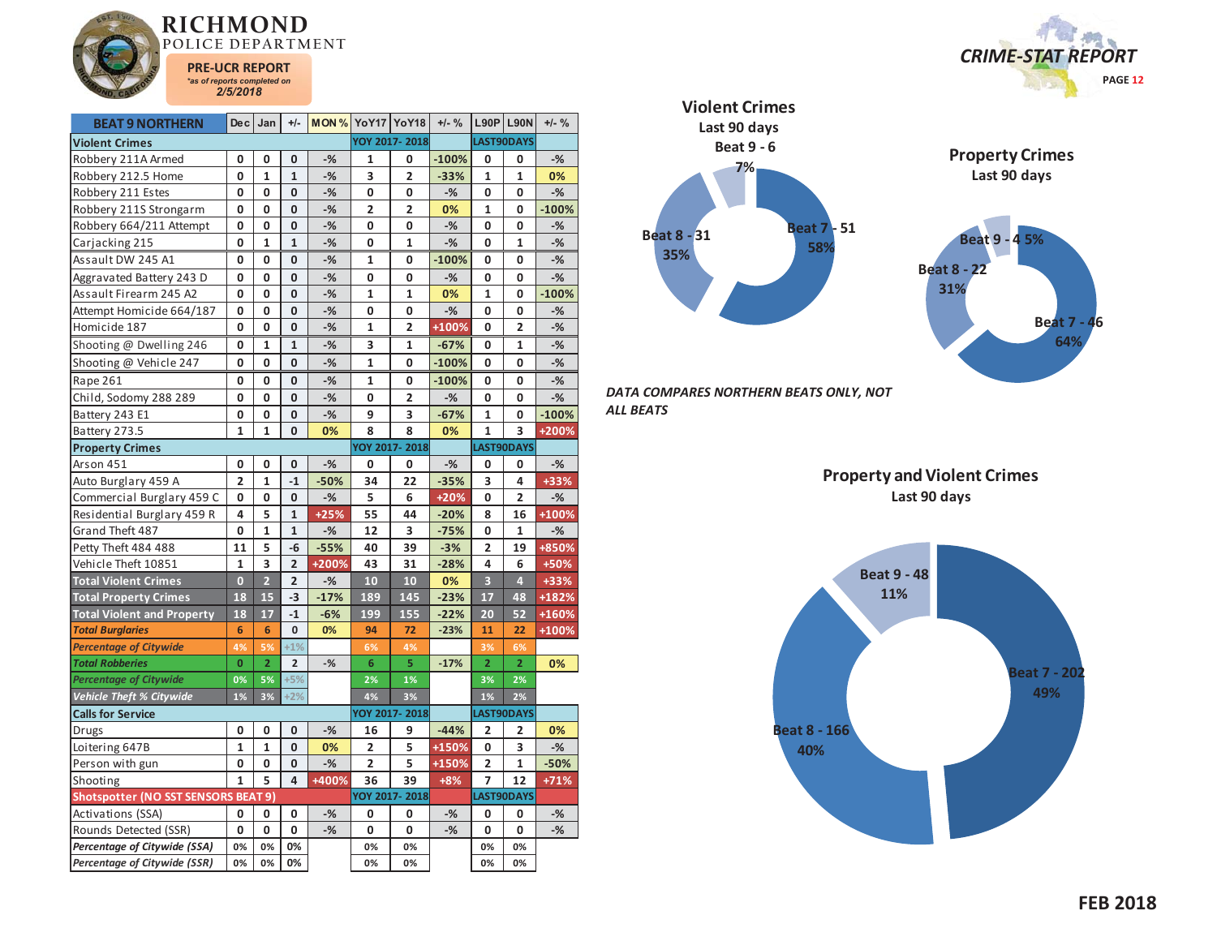# RICHMOND POLICE DEPARTMENT

**PRE-UCR REPORT**
*as of reports completed on*
*2/5/2018*

## CRIME-STAT REPORT

| BEAT 9 NORTHERN | Dec | Jan | +/- | MON % | YoY17 | YoY18 | +/- % | L90P | L90N | +/- % |
|---|---|---|---|---|---|---|---|---|---|---|
| **Violent Crimes** | | | | | YOY 2017- 2018 | | | LAST90DAYS | | |
| Robbery 211A Armed | 0 | 0 | 0 | -% | 1 | 0 | -100% | 0 | 0 | -% |
| Robbery 212.5 Home | 0 | 1 | 1 | -% | 3 | 2 | -33% | 1 | 1 | 0% |
| Robbery 211 Estes | 0 | 0 | 0 | -% | 0 | 0 | -% | 0 | 0 | -% |
| Robbery 211S Strongarm | 0 | 0 | 0 | -% | 2 | 2 | 0% | 1 | 0 | -100% |
| Robbery 664/211 Attempt | 0 | 0 | 0 | -% | 0 | 0 | -% | 0 | 0 | -% |
| Carjacking 215 | 0 | 1 | 1 | -% | 0 | 1 | -% | 0 | 1 | -% |
| Assault DW 245 A1 | 0 | 0 | 0 | -% | 1 | 0 | -100% | 0 | 0 | -% |
| Aggravated Battery 243 D | 0 | 0 | 0 | -% | 0 | 0 | -% | 0 | 0 | -% |
| Assault Firearm 245 A2 | 0 | 0 | 0 | -% | 1 | 1 | 0% | 1 | 0 | -100% |
| Attempt Homicide 664/187 | 0 | 0 | 0 | -% | 0 | 0 | -% | 0 | 0 | -% |
| Homicide 187 | 0 | 0 | 0 | -% | 1 | 2 | +100% | 0 | 2 | -% |
| Shooting @ Dwelling 246 | 0 | 1 | 1 | -% | 3 | 1 | -67% | 0 | 1 | -% |
| Shooting @ Vehicle 247 | 0 | 0 | 0 | -% | 1 | 0 | -100% | 0 | 0 | -% |
| Rape 261 | 0 | 0 | 0 | -% | 1 | 0 | -100% | 0 | 0 | -% |
| Child, Sodomy 288 289 | 0 | 0 | 0 | -% | 0 | 2 | -% | 0 | 0 | -% |
| Battery 243 E1 | 0 | 0 | 0 | -% | 9 | 3 | -67% | 1 | 0 | -100% |
| Battery 273.5 | 1 | 1 | 0 | 0% | 8 | 8 | 0% | 1 | 3 | +200% |
| **Property Crimes** | | | | | YOY 2017- 2018 | | | LAST90DAYS | | |
| Arson 451 | 0 | 0 | 0 | -% | 0 | 0 | -% | 0 | 0 | -% |
| Auto Burglary 459 A | 2 | 1 | -1 | -50% | 34 | 22 | -35% | 3 | 4 | +33% |
| Commercial Burglary 459 C | 0 | 0 | 0 | -% | 5 | 6 | +20% | 0 | 2 | -% |
| Residential Burglary 459 R | 4 | 5 | 1 | +25% | 55 | 44 | -20% | 8 | 16 | +100% |
| Grand Theft 487 | 0 | 1 | 1 | -% | 12 | 3 | -75% | 0 | 1 | -% |
| Petty Theft 484 488 | 11 | 5 | -6 | -55% | 40 | 39 | -3% | 2 | 19 | +850% |
| Vehicle Theft 10851 | 1 | 3 | 2 | +200% | 43 | 31 | -28% | 4 | 6 | +50% |
| **Total Violent Crimes** | 0 | 2 | 2 | -% | 10 | 10 | 0% | 3 | 4 | +33% |
| **Total Property Crimes** | 18 | 15 | -3 | -17% | 189 | 145 | -23% | 17 | 48 | +182% |
| **Total Violent and Property** | 18 | 17 | -1 | -6% | 199 | 155 | -22% | 20 | 52 | +160% |
| ***Total Burglaries*** | 6 | 6 | 0 | 0% | 94 | 72 | -23% | 11 | 22 | +100% |
| ***Percentage of Citywide*** | 4% | 5% | +1% | | 6% | 4% | | 3% | 6% | |
| ***Total Robberies*** | 0 | 2 | 2 | -% | 6 | 5 | -17% | 2 | 2 | 0% |
| ***Percentage of Citywide*** | 0% | 5% | +5% | | 2% | 1% | | 3% | 2% | |
| ***Vehicle Theft % Citywide*** | 1% | 3% | +2% | | 4% | 3% | | 1% | 2% | |
| **Calls for Service** | | | | | YOY 2017- 2018 | | | LAST90DAYS | | |
| Drugs | 0 | 0 | 0 | -% | 16 | 9 | -44% | 2 | 2 | 0% |
| Loitering 647B | 1 | 1 | 0 | 0% | 2 | 5 | +150% | 0 | 3 | -% |
| Person with gun | 0 | 0 | 0 | -% | 2 | 5 | +150% | 2 | 1 | -50% |
| Shooting | 1 | 5 | 4 | +400% | 36 | 39 | +8% | 7 | 12 | +71% |
| **Shotspotter (NO SST SENSORS BEAT 9)** | | | | | YOY 2017- 2018 | | | LAST90DAYS | | |
| Activations (SSA) | 0 | 0 | 0 | -% | 0 | 0 | -% | 0 | 0 | -% |
| Rounds Detected (SSR) | 0 | 0 | 0 | -% | 0 | 0 | -% | 0 | 0 | -% |
| ***Percentage of Citywide (SSA)*** | 0% | 0% | 0% | | 0% | 0% | | 0% | 0% | |
| ***Percentage of Citywide (SSR)*** | 0% | 0% | 0% | | 0% | 0% | | 0% | 0% | |

**Violent Crimes**
Last 90 days
Beat 9 - 6
7%
Beat 8 - 31
35%
Beat 7 - 51
58%

**Property Crimes**
Last 90 days
Beat 9 - 4 5%
Beat 8 - 22
31%
Beat 7 - 46
64%

*DATA COMPARES NORTHERN BEATS ONLY, NOT ALL BEATS*

**Property and Violent Crimes**
Last 90 days
Beat 9 - 48
11%
Beat 8 - 166
40%
Beat 7 - 202
49%

**FEB 2018**